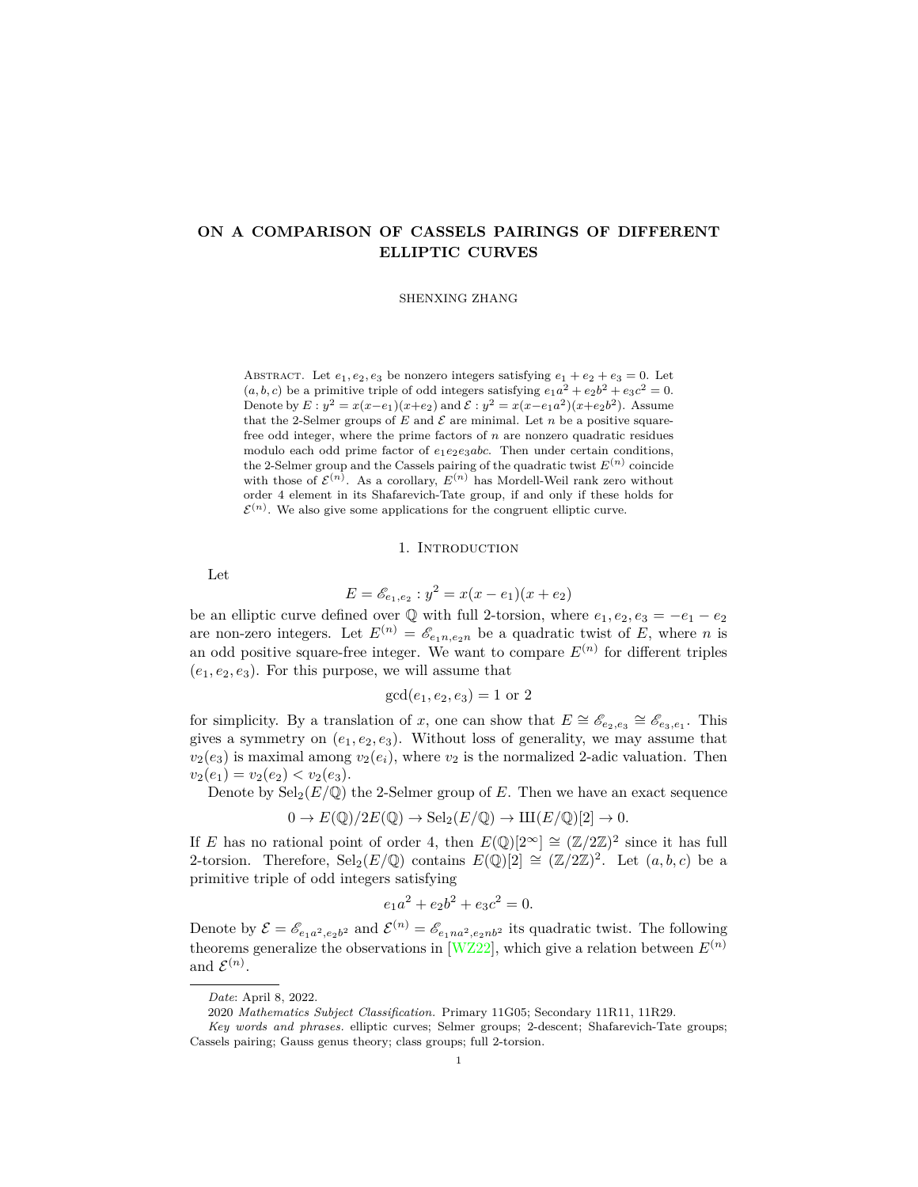# ON A COMPARISON OF CASSELS PAIRINGS OF DIFFERENT ELLIPTIC CURVES

SHENXING ZHANG

Abstract. Let $e_1, e_2, e_3$ be nonzero integers satisfying $e_1 + e_2 + e_3 = 0$. Let $(a, b, c)$ be a primitive triple of odd integers satisfying $e_1a^2 + e_2b^2 + e_3c^2 = 0$. Denote by $E : y^2 = x(x-e_1)(x+e_2)$ and $\mathcal{E} : y^2 = x(x-e_1a^2)(x+e_2b^2)$. Assume that the 2-Selmer groups of $E$ and $\mathcal{E}$ are minimal. Let $n$ be a positive square-free odd integer, where the prime factors of $n$ are nonzero quadratic residues modulo each odd prime factor of $e_1e_2e_3abc$. Then under certain conditions, the 2-Selmer group and the Cassels pairing of the quadratic twist $E^{(n)}$ coincide with those of $\mathcal{E}^{(n)}$. As a corollary, $E^{(n)}$ has Mordell-Weil rank zero without order 4 element in its Shafarevich-Tate group, if and only if these holds for $\mathcal{E}^{(n)}$. We also give some applications for the congruent elliptic curve.

## 1. Introduction

Let

$$E = \mathscr{E}_{e_1,e_2} : y^2 = x(x-e_1)(x+e_2)$$

be an elliptic curve defined over $\mathbb{Q}$ with full 2-torsion, where $e_1, e_2, e_3 = -e_1 - e_2$ are non-zero integers. Let $E^{(n)} = \mathscr{E}_{e_1n,e_2n}$ be a quadratic twist of $E$, where $n$ is an odd positive square-free integer. We want to compare $E^{(n)}$ for different triples $(e_1, e_2, e_3)$. For this purpose, we will assume that

$$\gcd(e_1, e_2, e_3) = 1 \text{ or } 2$$

for simplicity. By a translation of $x$, one can show that $E \cong \mathscr{E}_{e_2,e_3} \cong \mathscr{E}_{e_3,e_1}$. This gives a symmetry on $(e_1, e_2, e_3)$. Without loss of generality, we may assume that $v_2(e_3)$ is maximal among $v_2(e_i)$, where $v_2$ is the normalized 2-adic valuation. Then $v_2(e_1) = v_2(e_2) < v_2(e_3)$.

Denote by $\mathrm{Sel}_2(E/\mathbb{Q})$ the 2-Selmer group of $E$. Then we have an exact sequence

$$0 \to E(\mathbb{Q})/2E(\mathbb{Q}) \to \mathrm{Sel}_2(E/\mathbb{Q}) \to Ш(E/\mathbb{Q})[2] \to 0.$$

If $E$ has no rational point of order 4, then $E(\mathbb{Q})[2^\infty] \cong (\mathbb{Z}/2\mathbb{Z})^2$ since it has full 2-torsion. Therefore, $\mathrm{Sel}_2(E/\mathbb{Q})$ contains $E(\mathbb{Q})[2] \cong (\mathbb{Z}/2\mathbb{Z})^2$. Let $(a, b, c)$ be a primitive triple of odd integers satisfying

$$e_1a^2 + e_2b^2 + e_3c^2 = 0.$$

Denote by $\mathcal{E} = \mathscr{E}_{e_1a^2,e_2b^2}$ and $\mathcal{E}^{(n)} = \mathscr{E}_{e_1na^2,e_2nb^2}$ its quadratic twist. The following theorems generalize the observations in [WZ22], which give a relation between $E^{(n)}$ and $\mathcal{E}^{(n)}$.

---

*Date*: April 8, 2022.

2020 *Mathematics Subject Classification.* Primary 11G05; Secondary 11R11, 11R29.

*Key words and phrases.* elliptic curves; Selmer groups; 2-descent; Shafarevich-Tate groups; Cassels pairing; Gauss genus theory; class groups; full 2-torsion.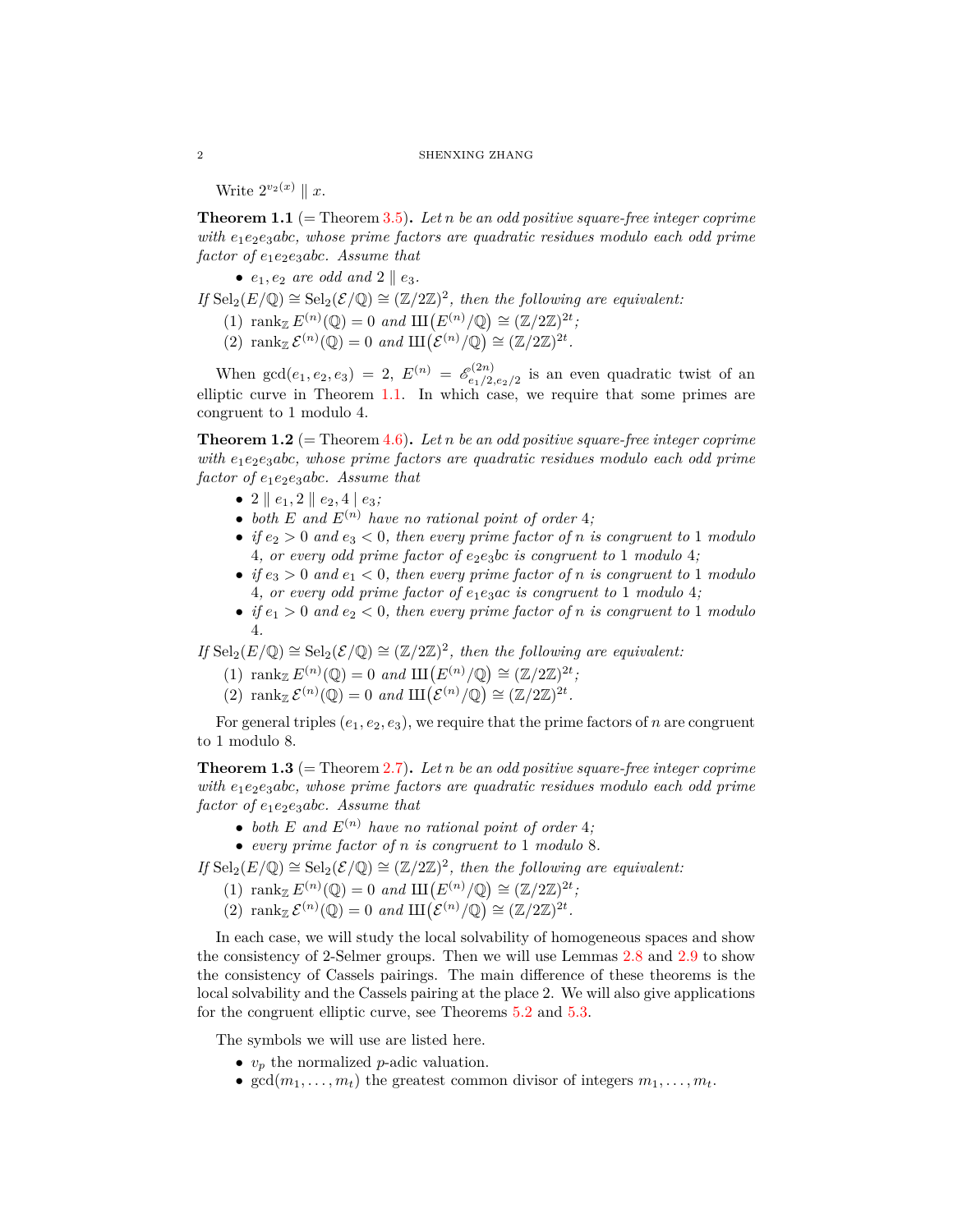Write $2^{v_2(x)} \parallel x$.

**Theorem 1.1** (= Theorem 3.5)**.** *Let $n$ be an odd positive square-free integer coprime with $e_1e_2e_3abc$, whose prime factors are quadratic residues modulo each odd prime factor of $e_1e_2e_3abc$. Assume that*

- *$e_1, e_2$ are odd and $2 \parallel e_3$.*

*If $\mathrm{Sel}_2(E/\mathbb{Q}) \cong \mathrm{Sel}_2(\mathcal{E}/\mathbb{Q}) \cong (\mathbb{Z}/2\mathbb{Z})^2$, then the following are equivalent:*

1. *$\mathrm{rank}_{\mathbb{Z}} E^{(n)}(\mathbb{Q}) = 0$ and $\text{Ш}\big(E^{(n)}/\mathbb{Q}\big) \cong (\mathbb{Z}/2\mathbb{Z})^{2t}$;*
2. *$\mathrm{rank}_{\mathbb{Z}} \mathcal{E}^{(n)}(\mathbb{Q}) = 0$ and $\text{Ш}\big(\mathcal{E}^{(n)}/\mathbb{Q}\big) \cong (\mathbb{Z}/2\mathbb{Z})^{2t}$.*

When $\gcd(e_1, e_2, e_3) = 2$, $E^{(n)} = \mathscr{E}^{(2n)}_{e_1/2, e_2/2}$ is an even quadratic twist of an elliptic curve in Theorem 1.1. In which case, we require that some primes are congruent to 1 modulo 4.

**Theorem 1.2** (= Theorem 4.6)**.** *Let $n$ be an odd positive square-free integer coprime with $e_1e_2e_3abc$, whose prime factors are quadratic residues modulo each odd prime factor of $e_1e_2e_3abc$. Assume that*

- *$2 \parallel e_1, 2 \parallel e_2, 4 \mid e_3$;*
- *both $E$ and $E^{(n)}$ have no rational point of order 4;*
- *if $e_2 > 0$ and $e_3 < 0$, then every prime factor of $n$ is congruent to 1 modulo 4, or every odd prime factor of $e_2e_3bc$ is congruent to 1 modulo 4;*
- *if $e_3 > 0$ and $e_1 < 0$, then every prime factor of $n$ is congruent to 1 modulo 4, or every odd prime factor of $e_1e_3ac$ is congruent to 1 modulo 4;*
- *if $e_1 > 0$ and $e_2 < 0$, then every prime factor of $n$ is congruent to 1 modulo 4.*

*If $\mathrm{Sel}_2(E/\mathbb{Q}) \cong \mathrm{Sel}_2(\mathcal{E}/\mathbb{Q}) \cong (\mathbb{Z}/2\mathbb{Z})^2$, then the following are equivalent:*

1. *$\mathrm{rank}_{\mathbb{Z}} E^{(n)}(\mathbb{Q}) = 0$ and $\text{Ш}\big(E^{(n)}/\mathbb{Q}\big) \cong (\mathbb{Z}/2\mathbb{Z})^{2t}$;*
2. *$\mathrm{rank}_{\mathbb{Z}} \mathcal{E}^{(n)}(\mathbb{Q}) = 0$ and $\text{Ш}\big(\mathcal{E}^{(n)}/\mathbb{Q}\big) \cong (\mathbb{Z}/2\mathbb{Z})^{2t}$.*

For general triples $(e_1, e_2, e_3)$, we require that the prime factors of $n$ are congruent to 1 modulo 8.

**Theorem 1.3** (= Theorem 2.7)**.** *Let $n$ be an odd positive square-free integer coprime with $e_1e_2e_3abc$, whose prime factors are quadratic residues modulo each odd prime factor of $e_1e_2e_3abc$. Assume that*

- *both $E$ and $E^{(n)}$ have no rational point of order 4;*
- *every prime factor of $n$ is congruent to 1 modulo 8.*

*If $\mathrm{Sel}_2(E/\mathbb{Q}) \cong \mathrm{Sel}_2(\mathcal{E}/\mathbb{Q}) \cong (\mathbb{Z}/2\mathbb{Z})^2$, then the following are equivalent:*

1. *$\mathrm{rank}_{\mathbb{Z}} E^{(n)}(\mathbb{Q}) = 0$ and $\text{Ш}\big(E^{(n)}/\mathbb{Q}\big) \cong (\mathbb{Z}/2\mathbb{Z})^{2t}$;*
2. *$\mathrm{rank}_{\mathbb{Z}} \mathcal{E}^{(n)}(\mathbb{Q}) = 0$ and $\text{Ш}\big(\mathcal{E}^{(n)}/\mathbb{Q}\big) \cong (\mathbb{Z}/2\mathbb{Z})^{2t}$.*

In each case, we will study the local solvability of homogeneous spaces and show the consistency of 2-Selmer groups. Then we will use Lemmas 2.8 and 2.9 to show the consistency of Cassels pairings. The main difference of these theorems is the local solvability and the Cassels pairing at the place 2. We will also give applications for the congruent elliptic curve, see Theorems 5.2 and 5.3.

The symbols we will use are listed here.

- $v_p$ the normalized $p$-adic valuation.
- $\gcd(m_1, \dots, m_t)$ the greatest common divisor of integers $m_1, \dots, m_t$.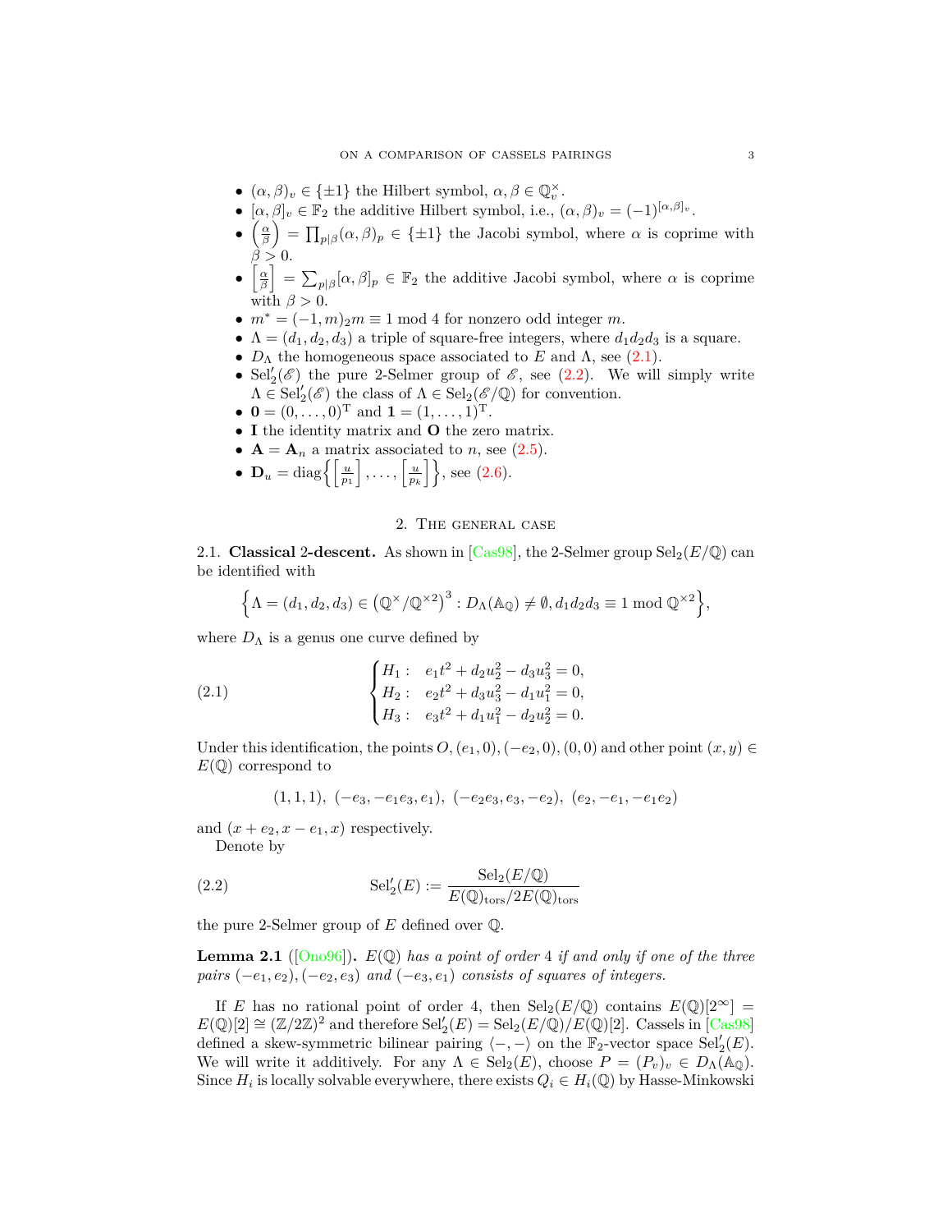- $(\alpha, \beta)_v \in \{\pm 1\}$ the Hilbert symbol, $\alpha, \beta \in \mathbb{Q}_v^\times$.
- $[\alpha, \beta]_v \in \mathbb{F}_2$ the additive Hilbert symbol, i.e., $(\alpha, \beta)_v = (-1)^{[\alpha,\beta]_v}$.
- $\left(\frac{\alpha}{\beta}\right) = \prod_{p|\beta}(\alpha, \beta)_p \in \{\pm 1\}$ the Jacobi symbol, where $\alpha$ is coprime with $\beta > 0$.
- $\left[\frac{\alpha}{\beta}\right] = \sum_{p|\beta}[\alpha, \beta]_p \in \mathbb{F}_2$ the additive Jacobi symbol, where $\alpha$ is coprime with $\beta > 0$.
- $m^* = (-1, m)_2 m \equiv 1 \bmod 4$ for nonzero odd integer $m$.
- $\Lambda = (d_1, d_2, d_3)$ a triple of square-free integers, where $d_1 d_2 d_3$ is a square.
- $D_\Lambda$ the homogeneous space associated to $E$ and $\Lambda$, see (2.1).
- $\mathrm{Sel}_2'(\mathscr{E})$ the pure 2-Selmer group of $\mathscr{E}$, see (2.2). We will simply write $\Lambda \in \mathrm{Sel}_2'(\mathscr{E})$ the class of $\Lambda \in \mathrm{Sel}_2(\mathscr{E}/\mathbb{Q})$ for convention.
- $\mathbf{0} = (0, \ldots, 0)^{\mathrm{T}}$ and $\mathbf{1} = (1, \ldots, 1)^{\mathrm{T}}$.
- $\mathbf{I}$ the identity matrix and $\mathbf{O}$ the zero matrix.
- $\mathbf{A} = \mathbf{A}_n$ a matrix associated to $n$, see (2.5).
- $\mathbf{D}_u = \mathrm{diag}\left\{\left[\frac{u}{p_1}\right], \ldots, \left[\frac{u}{p_k}\right]\right\}$, see (2.6).

## 2. The general case

2.1. **Classical 2-descent.** As shown in [Cas98], the 2-Selmer group $\mathrm{Sel}_2(E/\mathbb{Q})$ can be identified with

$$\left\{\Lambda = (d_1, d_2, d_3) \in \left(\mathbb{Q}^\times/\mathbb{Q}^{\times 2}\right)^3 : D_\Lambda(\mathbb{A}_\mathbb{Q}) \neq \emptyset, d_1 d_2 d_3 \equiv 1 \bmod \mathbb{Q}^{\times 2}\right\},$$

where $D_\Lambda$ is a genus one curve defined by

$$\begin{cases} H_1: & e_1 t^2 + d_2 u_2^2 - d_3 u_3^2 = 0, \\ H_2: & e_2 t^2 + d_3 u_3^2 - d_1 u_1^2 = 0, \\ H_3: & e_3 t^2 + d_1 u_1^2 - d_2 u_2^2 = 0. \end{cases} \tag{2.1}$$

Under this identification, the points $O, (e_1, 0), (-e_2, 0), (0, 0)$ and other point $(x, y) \in E(\mathbb{Q})$ correspond to

$$(1, 1, 1),\ (-e_3, -e_1 e_3, e_1),\ (-e_2 e_3, e_3, -e_2),\ (e_2, -e_1, -e_1 e_2)$$

and $(x + e_2, x - e_1, x)$ respectively.

Denote by

$$\mathrm{Sel}_2'(E) := \frac{\mathrm{Sel}_2(E/\mathbb{Q})}{E(\mathbb{Q})_{\mathrm{tors}}/2E(\mathbb{Q})_{\mathrm{tors}}} \tag{2.2}$$

the pure 2-Selmer group of $E$ defined over $\mathbb{Q}$.

**Lemma 2.1** ([Ono96]). *$E(\mathbb{Q})$ has a point of order 4 if and only if one of the three pairs $(-e_1, e_2), (-e_2, e_3)$ and $(-e_3, e_1)$ consists of squares of integers.*

If $E$ has no rational point of order 4, then $\mathrm{Sel}_2(E/\mathbb{Q})$ contains $E(\mathbb{Q})[2^\infty] = E(\mathbb{Q})[2] \cong (\mathbb{Z}/2\mathbb{Z})^2$ and therefore $\mathrm{Sel}_2'(E) = \mathrm{Sel}_2(E/\mathbb{Q})/E(\mathbb{Q})[2]$. Cassels in [Cas98] defined a skew-symmetric bilinear pairing $\langle -, - \rangle$ on the $\mathbb{F}_2$-vector space $\mathrm{Sel}_2'(E)$. We will write it additively. For any $\Lambda \in \mathrm{Sel}_2(E)$, choose $P = (P_v)_v \in D_\Lambda(\mathbb{A}_\mathbb{Q})$. Since $H_i$ is locally solvable everywhere, there exists $Q_i \in H_i(\mathbb{Q})$ by Hasse-Minkowski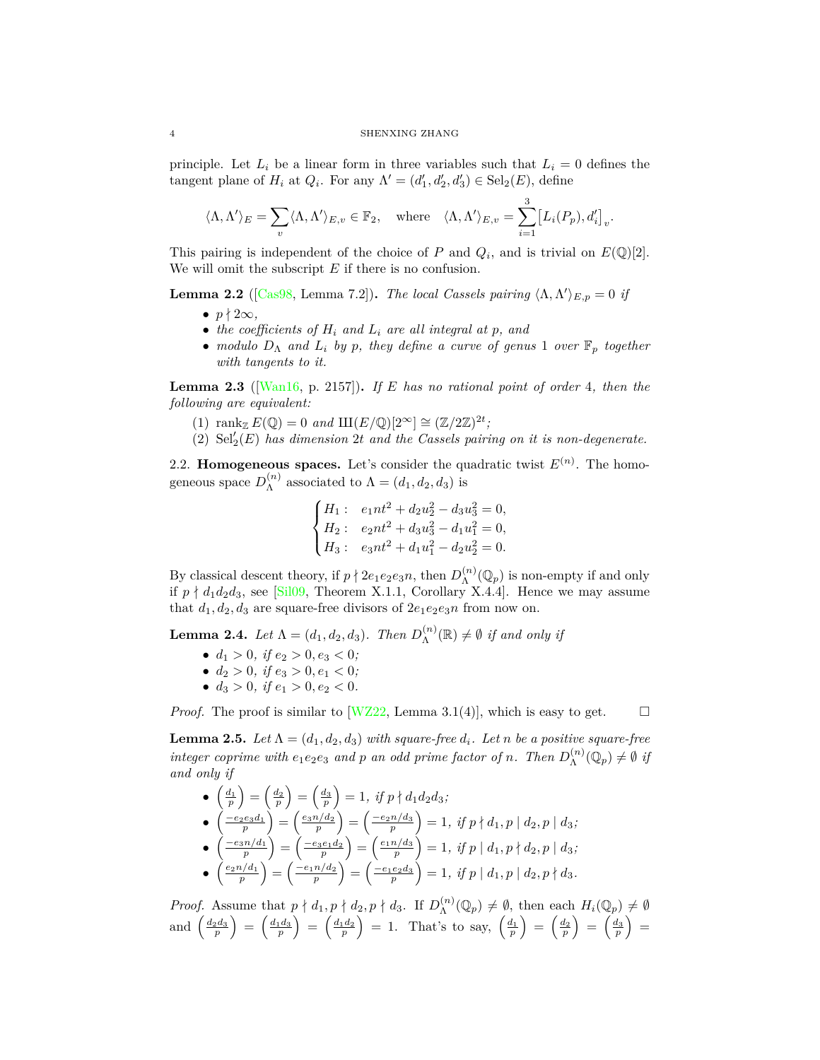principle. Let $L_i$ be a linear form in three variables such that $L_i = 0$ defines the tangent plane of $H_i$ at $Q_i$. For any $\Lambda' = (d_1', d_2', d_3') \in \mathrm{Sel}_2(E)$, define

$$\langle \Lambda, \Lambda' \rangle_E = \sum_v \langle \Lambda, \Lambda' \rangle_{E,v} \in \mathbb{F}_2, \quad \text{where} \quad \langle \Lambda, \Lambda' \rangle_{E,v} = \sum_{i=1}^{3} \big[ L_i(P_p), d_i' \big]_v.$$

This pairing is independent of the choice of $P$ and $Q_i$, and is trivial on $E(\mathbb{Q})[2]$. We will omit the subscript $E$ if there is no confusion.

**Lemma 2.2** ([Cas98, Lemma 7.2])**.** *The local Cassels pairing $\langle \Lambda, \Lambda' \rangle_{E,p} = 0$ if*

- *$p \nmid 2\infty$,*
- *the coefficients of $H_i$ and $L_i$ are all integral at $p$, and*
- *modulo $D_\Lambda$ and $L_i$ by $p$, they define a curve of genus 1 over $\mathbb{F}_p$ together with tangents to it.*

**Lemma 2.3** ([Wan16, p. 2157])**.** *If $E$ has no rational point of order 4, then the following are equivalent:*

1. *$\mathrm{rank}_{\mathbb{Z}} E(\mathbb{Q}) = 0$ and $Ш(E/\mathbb{Q})[2^\infty] \cong (\mathbb{Z}/2\mathbb{Z})^{2t}$;*
2. *$\mathrm{Sel}_2'(E)$ has dimension $2t$ and the Cassels pairing on it is non-degenerate.*

2.2. **Homogeneous spaces.** Let's consider the quadratic twist $E^{(n)}$. The homogeneous space $D_\Lambda^{(n)}$ associated to $\Lambda = (d_1, d_2, d_3)$ is

$$\begin{cases} H_1: \quad e_1 n t^2 + d_2 u_2^2 - d_3 u_3^2 = 0, \\ H_2: \quad e_2 n t^2 + d_3 u_3^2 - d_1 u_1^2 = 0, \\ H_3: \quad e_3 n t^2 + d_1 u_1^2 - d_2 u_2^2 = 0. \end{cases}$$

By classical descent theory, if $p \nmid 2e_1e_2e_3n$, then $D_\Lambda^{(n)}(\mathbb{Q}_p)$ is non-empty if and only if $p \nmid d_1d_2d_3$, see [Sil09, Theorem X.1.1, Corollary X.4.4]. Hence we may assume that $d_1, d_2, d_3$ are square-free divisors of $2e_1e_2e_3n$ from now on.

**Lemma 2.4.** *Let $\Lambda = (d_1, d_2, d_3)$. Then $D_\Lambda^{(n)}(\mathbb{R}) \neq \emptyset$ if and only if*

- *$d_1 > 0$, if $e_2 > 0, e_3 < 0$;*
- *$d_2 > 0$, if $e_3 > 0, e_1 < 0$;*
- *$d_3 > 0$, if $e_1 > 0, e_2 < 0$.*

*Proof.* The proof is similar to [WZ22, Lemma 3.1(4)], which is easy to get. $\square$

**Lemma 2.5.** *Let $\Lambda = (d_1, d_2, d_3)$ with square-free $d_i$. Let $n$ be a positive square-free integer coprime with $e_1e_2e_3$ and $p$ an odd prime factor of $n$. Then $D_\Lambda^{(n)}(\mathbb{Q}_p) \neq \emptyset$ if and only if*

- *$\left(\frac{d_1}{p}\right) = \left(\frac{d_2}{p}\right) = \left(\frac{d_3}{p}\right) = 1$, if $p \nmid d_1d_2d_3$;*
- *$\left(\frac{-e_2e_3d_1}{p}\right) = \left(\frac{e_3n/d_2}{p}\right) = \left(\frac{-e_2n/d_3}{p}\right) = 1$, if $p \nmid d_1, p \mid d_2, p \mid d_3$;*
- *$\left(\frac{-e_3n/d_1}{p}\right) = \left(\frac{-e_3e_1d_2}{p}\right) = \left(\frac{e_1n/d_3}{p}\right) = 1$, if $p \mid d_1, p \nmid d_2, p \mid d_3$;*
- *$\left(\frac{e_2n/d_1}{p}\right) = \left(\frac{-e_1n/d_2}{p}\right) = \left(\frac{-e_1e_2d_3}{p}\right) = 1$, if $p \mid d_1, p \mid d_2, p \nmid d_3$.*

*Proof.* Assume that $p \nmid d_1, p \nmid d_2, p \nmid d_3$. If $D_\Lambda^{(n)}(\mathbb{Q}_p) \neq \emptyset$, then each $H_i(\mathbb{Q}_p) \neq \emptyset$ and $\left(\frac{d_2d_3}{p}\right) = \left(\frac{d_1d_3}{p}\right) = \left(\frac{d_1d_2}{p}\right) = 1$. That's to say, $\left(\frac{d_1}{p}\right) = \left(\frac{d_2}{p}\right) = \left(\frac{d_3}{p}\right) =$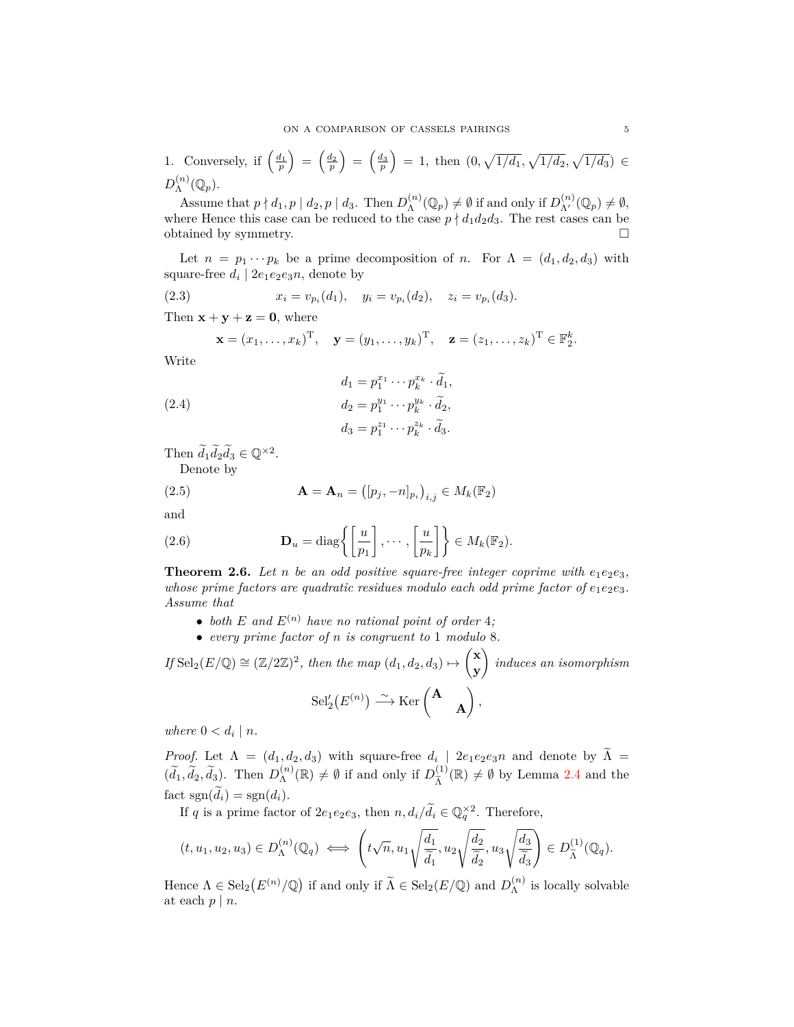1. Conversely, if $\left(\frac{d_1}{p}\right) = \left(\frac{d_2}{p}\right) = \left(\frac{d_3}{p}\right) = 1$, then $(0, \sqrt{1/d_1}, \sqrt{1/d_2}, \sqrt{1/d_3}) \in D_\Lambda^{(n)}(\mathbb{Q}_p)$.

Assume that $p \nmid d_1, p \mid d_2, p \mid d_3$. Then $D_\Lambda^{(n)}(\mathbb{Q}_p) \neq \emptyset$ if and only if $D_{\Lambda'}^{(n)}(\mathbb{Q}_p) \neq \emptyset$, where Hence this case can be reduced to the case $p \nmid d_1 d_2 d_3$. The rest cases can be obtained by symmetry. $\square$

Let $n = p_1 \cdots p_k$ be a prime decomposition of $n$. For $\Lambda = (d_1, d_2, d_3)$ with square-free $d_i \mid 2e_1e_2e_3n$, denote by

$$x_i = v_{p_i}(d_1), \quad y_i = v_{p_i}(d_2), \quad z_i = v_{p_i}(d_3). \tag{2.3}$$

Then $\mathbf{x} + \mathbf{y} + \mathbf{z} = \mathbf{0}$, where

$$\mathbf{x} = (x_1, \ldots, x_k)^{\mathrm{T}}, \quad \mathbf{y} = (y_1, \ldots, y_k)^{\mathrm{T}}, \quad \mathbf{z} = (z_1, \ldots, z_k)^{\mathrm{T}} \in \mathbb{F}_2^k.$$

Write

$$\begin{aligned} d_1 &= p_1^{x_1} \cdots p_k^{x_k} \cdot \widetilde{d}_1, \\ d_2 &= p_1^{y_1} \cdots p_k^{y_k} \cdot \widetilde{d}_2, \\ d_3 &= p_1^{z_1} \cdots p_k^{z_k} \cdot \widetilde{d}_3. \end{aligned} \tag{2.4}$$

Then $\widetilde{d}_1 \widetilde{d}_2 \widetilde{d}_3 \in \mathbb{Q}^{\times 2}$.

Denote by

$$\mathbf{A} = \mathbf{A}_n = \left([p_j, -n]_{p_i}\right)_{i,j} \in M_k(\mathbb{F}_2) \tag{2.5}$$

and

$$\mathbf{D}_u = \operatorname{diag}\left\{\left[\frac{u}{p_1}\right], \cdots, \left[\frac{u}{p_k}\right]\right\} \in M_k(\mathbb{F}_2). \tag{2.6}$$

**Theorem 2.6.** *Let $n$ be an odd positive square-free integer coprime with $e_1e_2e_3$, whose prime factors are quadratic residues modulo each odd prime factor of $e_1e_2e_3$. Assume that*

- *both $E$ and $E^{(n)}$ have no rational point of order 4;*
- *every prime factor of $n$ is congruent to 1 modulo 8.*

*If $\mathrm{Sel}_2(E/\mathbb{Q}) \cong (\mathbb{Z}/2\mathbb{Z})^2$, then the map $(d_1, d_2, d_3) \mapsto \begin{pmatrix} \mathbf{x} \\ \mathbf{y} \end{pmatrix}$ induces an isomorphism*

$$\mathrm{Sel}_2'(E^{(n)}) \xrightarrow{\sim} \operatorname{Ker}\begin{pmatrix} \mathbf{A} & \\ & \mathbf{A} \end{pmatrix},$$

*where $0 < d_i \mid n$.*

*Proof.* Let $\Lambda = (d_1, d_2, d_3)$ with square-free $d_i \mid 2e_1e_2e_3n$ and denote by $\widetilde{\Lambda} = (\widetilde{d}_1, \widetilde{d}_2, \widetilde{d}_3)$. Then $D_\Lambda^{(n)}(\mathbb{R}) \neq \emptyset$ if and only if $D_{\widetilde{\Lambda}}^{(1)}(\mathbb{R}) \neq \emptyset$ by Lemma 2.4 and the fact $\operatorname{sgn}(\widetilde{d}_i) = \operatorname{sgn}(d_i)$.

If $q$ is a prime factor of $2e_1e_2e_3$, then $n, d_i/\widetilde{d}_i \in \mathbb{Q}_q^{\times 2}$. Therefore,

$$(t, u_1, u_2, u_3) \in D_\Lambda^{(n)}(\mathbb{Q}_q) \iff \left(t\sqrt{n}, u_1\sqrt{\frac{d_1}{\widetilde{d}_1}}, u_2\sqrt{\frac{d_2}{\widetilde{d}_2}}, u_3\sqrt{\frac{d_3}{\widetilde{d}_3}}\right) \in D_{\widetilde{\Lambda}}^{(1)}(\mathbb{Q}_q).$$

Hence $\Lambda \in \mathrm{Sel}_2(E^{(n)}/\mathbb{Q})$ if and only if $\widetilde{\Lambda} \in \mathrm{Sel}_2(E/\mathbb{Q})$ and $D_\Lambda^{(n)}$ is locally solvable at each $p \mid n$.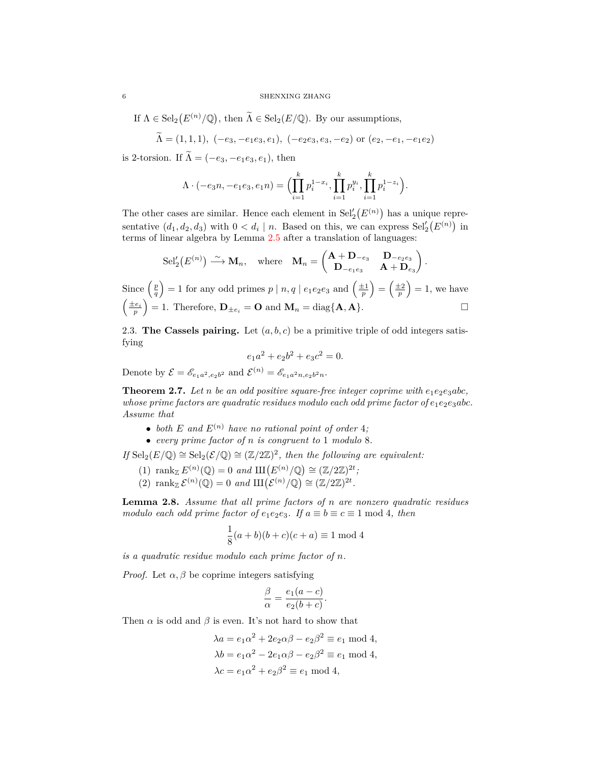If $\Lambda \in \mathrm{Sel}_2\big(E^{(n)}/\mathbb{Q}\big)$, then $\widetilde{\Lambda} \in \mathrm{Sel}_2(E/\mathbb{Q})$. By our assumptions,

$$\widetilde{\Lambda} = (1,1,1),\ (-e_3, -e_1e_3, e_1),\ (-e_2e_3, e_3, -e_2) \text{ or } (e_2, -e_1, -e_1e_2)$$

is 2-torsion. If $\widetilde{\Lambda} = (-e_3, -e_1e_3, e_1)$, then

$$\Lambda \cdot (-e_3n, -e_1e_3, e_1n) = \Big(\prod_{i=1}^{k} p_i^{1-x_i}, \prod_{i=1}^{k} p_i^{y_i}, \prod_{i=1}^{k} p_i^{1-z_i}\Big).$$

The other cases are similar. Hence each element in $\mathrm{Sel}_2'\big(E^{(n)}\big)$ has a unique representative $(d_1, d_2, d_3)$ with $0 < d_i \mid n$. Based on this, we can express $\mathrm{Sel}_2'\big(E^{(n)}\big)$ in terms of linear algebra by Lemma 2.5 after a translation of languages:

$$\mathrm{Sel}_2'\big(E^{(n)}\big) \xrightarrow{\ \sim\ } \mathbf{M}_n, \quad \text{where} \quad \mathbf{M}_n = \begin{pmatrix} \mathbf{A} + \mathbf{D}_{-e_3} & \mathbf{D}_{-e_2e_3} \\ \mathbf{D}_{-e_1e_3} & \mathbf{A} + \mathbf{D}_{e_3} \end{pmatrix}.$$

Since $\left(\frac{p}{q}\right) = 1$ for any odd primes $p \mid n, q \mid e_1e_2e_3$ and $\left(\frac{\pm 1}{p}\right) = \left(\frac{\pm 2}{p}\right) = 1$, we have $\left(\frac{\pm e_i}{p}\right) = 1$. Therefore, $\mathbf{D}_{\pm e_i} = \mathbf{O}$ and $\mathbf{M}_n = \mathrm{diag}\{\mathbf{A}, \mathbf{A}\}$. $\square$

### 2.3. The Cassels pairing.

Let $(a, b, c)$ be a primitive triple of odd integers satisfying

$$e_1a^2 + e_2b^2 + e_3c^2 = 0.$$

Denote by $\mathcal{E} = \mathscr{E}_{e_1a^2, e_2b^2}$ and $\mathcal{E}^{(n)} = \mathscr{E}_{e_1a^2n, e_2b^2n}$.

**Theorem 2.7.** *Let $n$ be an odd positive square-free integer coprime with $e_1e_2e_3abc$, whose prime factors are quadratic residues modulo each odd prime factor of $e_1e_2e_3abc$. Assume that*

- *both $E$ and $E^{(n)}$ have no rational point of order 4;*
- *every prime factor of $n$ is congruent to 1 modulo 8.*

*If $\mathrm{Sel}_2(E/\mathbb{Q}) \cong \mathrm{Sel}_2(\mathcal{E}/\mathbb{Q}) \cong (\mathbb{Z}/2\mathbb{Z})^2$, then the following are equivalent:*

1. $\mathrm{rank}_{\mathbb{Z}} E^{(n)}(\mathbb{Q}) = 0$ *and* $\text{Ш}\big(E^{(n)}/\mathbb{Q}\big) \cong (\mathbb{Z}/2\mathbb{Z})^{2t}$*;*
2. $\mathrm{rank}_{\mathbb{Z}} \mathcal{E}^{(n)}(\mathbb{Q}) = 0$ *and* $\text{Ш}\big(\mathcal{E}^{(n)}/\mathbb{Q}\big) \cong (\mathbb{Z}/2\mathbb{Z})^{2t}$.

**Lemma 2.8.** *Assume that all prime factors of $n$ are nonzero quadratic residues modulo each odd prime factor of $e_1e_2e_3$. If $a \equiv b \equiv c \equiv 1 \bmod 4$, then*

$$\frac{1}{8}(a+b)(b+c)(c+a) \equiv 1 \bmod 4$$

*is a quadratic residue modulo each prime factor of $n$.*

*Proof.* Let $\alpha, \beta$ be coprime integers satisfying

$$\frac{\beta}{\alpha} = \frac{e_1(a-c)}{e_2(b+c)}.$$

Then $\alpha$ is odd and $\beta$ is even. It's not hard to show that

$$\lambda a = e_1\alpha^2 + 2e_2\alpha\beta - e_2\beta^2 \equiv e_1 \bmod 4,$$
$$\lambda b = e_1\alpha^2 - 2e_1\alpha\beta - e_2\beta^2 \equiv e_1 \bmod 4,$$
$$\lambda c = e_1\alpha^2 + e_2\beta^2 \equiv e_1 \bmod 4,$$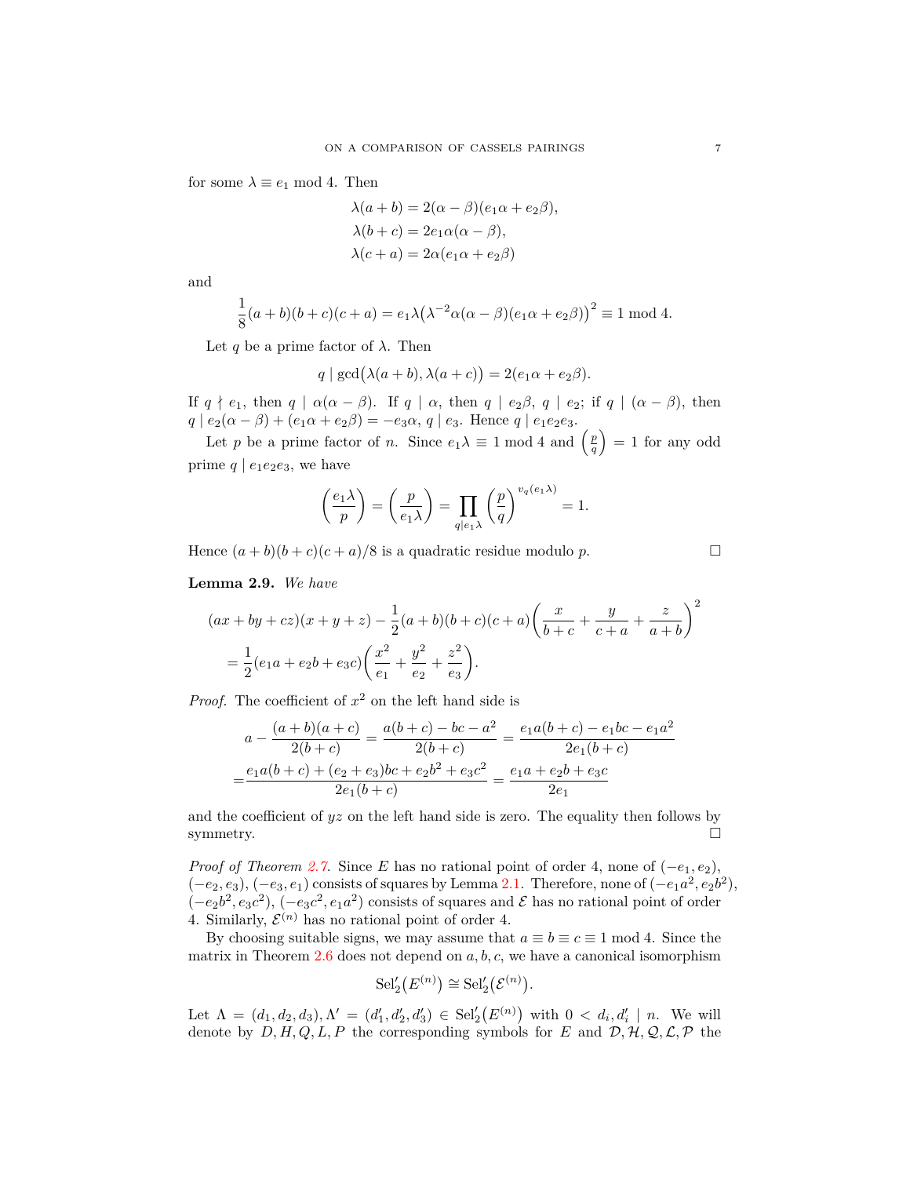for some $\lambda \equiv e_1 \bmod 4$. Then

$$\lambda(a+b) = 2(\alpha-\beta)(e_1\alpha + e_2\beta),$$
$$\lambda(b+c) = 2e_1\alpha(\alpha-\beta),$$
$$\lambda(c+a) = 2\alpha(e_1\alpha + e_2\beta)$$

and

$$\frac{1}{8}(a+b)(b+c)(c+a) = e_1\lambda\big(\lambda^{-2}\alpha(\alpha-\beta)(e_1\alpha+e_2\beta)\big)^2 \equiv 1 \bmod 4.$$

Let $q$ be a prime factor of $\lambda$. Then

$$q \mid \gcd\big(\lambda(a+b), \lambda(a+c)\big) = 2(e_1\alpha + e_2\beta).$$

If $q \nmid e_1$, then $q \mid \alpha(\alpha-\beta)$. If $q \mid \alpha$, then $q \mid e_2\beta$, $q \mid e_2$; if $q \mid (\alpha-\beta)$, then $q \mid e_2(\alpha-\beta) + (e_1\alpha + e_2\beta) = -e_3\alpha$, $q \mid e_3$. Hence $q \mid e_1e_2e_3$.

Let $p$ be a prime factor of $n$. Since $e_1\lambda \equiv 1 \bmod 4$ and $\left(\frac{p}{q}\right) = 1$ for any odd prime $q \mid e_1e_2e_3$, we have

$$\left(\frac{e_1\lambda}{p}\right) = \left(\frac{p}{e_1\lambda}\right) = \prod_{q \mid e_1\lambda}\left(\frac{p}{q}\right)^{v_q(e_1\lambda)} = 1.$$

Hence $(a+b)(b+c)(c+a)/8$ is a quadratic residue modulo $p$. $\square$

**Lemma 2.9.** *We have*

$$(ax+by+cz)(x+y+z) - \frac{1}{2}(a+b)(b+c)(c+a)\left(\frac{x}{b+c} + \frac{y}{c+a} + \frac{z}{a+b}\right)^2$$
$$= \frac{1}{2}(e_1a + e_2b + e_3c)\left(\frac{x^2}{e_1} + \frac{y^2}{e_2} + \frac{z^2}{e_3}\right).$$

*Proof.* The coefficient of $x^2$ on the left hand side is

$$a - \frac{(a+b)(a+c)}{2(b+c)} = \frac{a(b+c) - bc - a^2}{2(b+c)} = \frac{e_1a(b+c) - e_1bc - e_1a^2}{2e_1(b+c)}$$
$$= \frac{e_1a(b+c) + (e_2+e_3)bc + e_2b^2 + e_3c^2}{2e_1(b+c)} = \frac{e_1a + e_2b + e_3c}{2e_1}$$

and the coefficient of $yz$ on the left hand side is zero. The equality then follows by symmetry. $\square$

*Proof of Theorem 2.7.* Since $E$ has no rational point of order 4, none of $(-e_1, e_2)$, $(-e_2, e_3)$, $(-e_3, e_1)$ consists of squares by Lemma 2.1. Therefore, none of $(-e_1a^2, e_2b^2)$, $(-e_2b^2, e_3c^2)$, $(-e_3c^2, e_1a^2)$ consists of squares and $\mathcal{E}$ has no rational point of order 4. Similarly, $\mathcal{E}^{(n)}$ has no rational point of order 4.

By choosing suitable signs, we may assume that $a \equiv b \equiv c \equiv 1 \bmod 4$. Since the matrix in Theorem 2.6 does not depend on $a, b, c$, we have a canonical isomorphism

$$\mathrm{Sel}_2'\big(E^{(n)}\big) \cong \mathrm{Sel}_2'\big(\mathcal{E}^{(n)}\big).$$

Let $\Lambda = (d_1, d_2, d_3), \Lambda' = (d_1', d_2', d_3') \in \mathrm{Sel}_2'\big(E^{(n)}\big)$ with $0 < d_i, d_i' \mid n$. We will denote by $D, H, Q, L, P$ the corresponding symbols for $E$ and $\mathcal{D}, \mathcal{H}, \mathcal{Q}, \mathcal{L}, \mathcal{P}$ the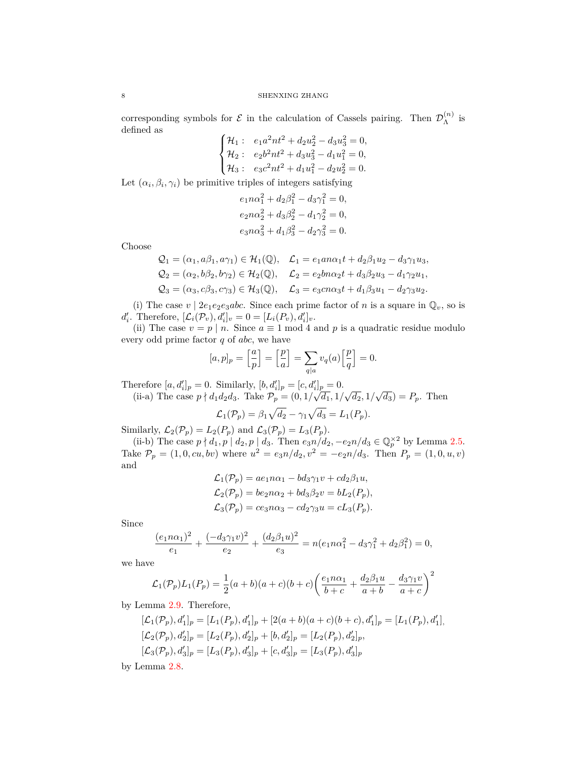corresponding symbols for $\mathcal{E}$ in the calculation of Cassels pairing. Then $\mathcal{D}_\Lambda^{(n)}$ is defined as

$$\begin{cases} \mathcal{H}_1: & e_1a^2nt^2 + d_2u_2^2 - d_3u_3^2 = 0, \\ \mathcal{H}_2: & e_2b^2nt^2 + d_3u_3^2 - d_1u_1^2 = 0, \\ \mathcal{H}_3: & e_3c^2nt^2 + d_1u_1^2 - d_2u_2^2 = 0. \end{cases}$$

Let $(\alpha_i, \beta_i, \gamma_i)$ be primitive triples of integers satisfying

$$e_1n\alpha_1^2 + d_2\beta_1^2 - d_3\gamma_1^2 = 0,$$
$$e_2n\alpha_2^2 + d_3\beta_2^2 - d_1\gamma_2^2 = 0,$$
$$e_3n\alpha_3^2 + d_1\beta_3^2 - d_2\gamma_3^2 = 0.$$

Choose

$$\mathcal{Q}_1 = (\alpha_1, a\beta_1, a\gamma_1) \in \mathcal{H}_1(\mathbb{Q}), \quad \mathcal{L}_1 = e_1an\alpha_1t + d_2\beta_1u_2 - d_3\gamma_1u_3,$$
$$\mathcal{Q}_2 = (\alpha_2, b\beta_2, b\gamma_2) \in \mathcal{H}_2(\mathbb{Q}), \quad \mathcal{L}_2 = e_2bn\alpha_2t + d_3\beta_2u_3 - d_1\gamma_2u_1,$$
$$\mathcal{Q}_3 = (\alpha_3, c\beta_3, c\gamma_3) \in \mathcal{H}_3(\mathbb{Q}), \quad \mathcal{L}_3 = e_3cn\alpha_3t + d_1\beta_3u_1 - d_2\gamma_3u_2.$$

(i) The case $v \mid 2e_1e_2e_3abc$. Since each prime factor of $n$ is a square in $\mathbb{Q}_v$, so is $d_i'$. Therefore, $[\mathcal{L}_i(\mathcal{P}_v), d_i']_v = 0 = [L_i(P_v), d_i']_v$.

(ii) The case $v = p \mid n$. Since $a \equiv 1 \bmod 4$ and $p$ is a quadratic residue modulo every odd prime factor $q$ of $abc$, we have

$$[a, p]_p = \left[\frac{a}{p}\right] = \left[\frac{p}{a}\right] = \sum_{q \mid a} v_q(a)\left[\frac{p}{q}\right] = 0.$$

Therefore $[a, d_i']_p = 0$. Similarly, $[b, d_i']_p = [c, d_i']_p = 0$.

(ii-a) The case $p \nmid d_1d_2d_3$. Take $\mathcal{P}_p = (0, 1/\sqrt{d_1}, 1/\sqrt{d_2}, 1/\sqrt{d_3}) = P_p$. Then

$$\mathcal{L}_1(\mathcal{P}_p) = \beta_1\sqrt{d_2} - \gamma_1\sqrt{d_3} = L_1(P_p).$$

Similarly, $\mathcal{L}_2(\mathcal{P}_p) = L_2(P_p)$ and $\mathcal{L}_3(\mathcal{P}_p) = L_3(P_p)$.

(ii-b) The case $p \nmid d_1, p \mid d_2, p \mid d_3$. Then $e_3n/d_2, -e_2n/d_3 \in \mathbb{Q}_p^{\times 2}$ by Lemma 2.5. Take $\mathcal{P}_p = (1, 0, cu, bv)$ where $u^2 = e_3n/d_2, v^2 = -e_2n/d_3$. Then $P_p = (1, 0, u, v)$ and

$$\mathcal{L}_1(\mathcal{P}_p) = ae_1n\alpha_1 - bd_3\gamma_1v + cd_2\beta_1u,$$
$$\mathcal{L}_2(\mathcal{P}_p) = be_2n\alpha_2 + bd_3\beta_2v = bL_2(P_p),$$
$$\mathcal{L}_3(\mathcal{P}_p) = ce_3n\alpha_3 - cd_2\gamma_3u = cL_3(P_p).$$

Since

$$\frac{(e_1n\alpha_1)^2}{e_1} + \frac{(-d_3\gamma_1v)^2}{e_2} + \frac{(d_2\beta_1u)^2}{e_3} = n(e_1n\alpha_1^2 - d_3\gamma_1^2 + d_2\beta_1^2) = 0,$$

we have

$$\mathcal{L}_1(\mathcal{P}_p)L_1(P_p) = \frac{1}{2}(a+b)(a+c)(b+c)\left(\frac{e_1n\alpha_1}{b+c} + \frac{d_2\beta_1u}{a+b} - \frac{d_3\gamma_1v}{a+c}\right)^2$$

by Lemma 2.9. Therefore,

$$[\mathcal{L}_1(\mathcal{P}_p), d_1']_p = [L_1(P_p), d_1']_p + [2(a+b)(a+c)(b+c), d_1']_p = [L_1(P_p), d_1'],$$
$$[\mathcal{L}_2(\mathcal{P}_p), d_2']_p = [L_2(P_p), d_2']_p + [b, d_2']_p = [L_2(P_p), d_2']_p,$$
$$[\mathcal{L}_3(\mathcal{P}_p), d_3']_p = [L_3(P_p), d_3']_p + [c, d_3']_p = [L_3(P_p), d_3']_p$$

by Lemma 2.8.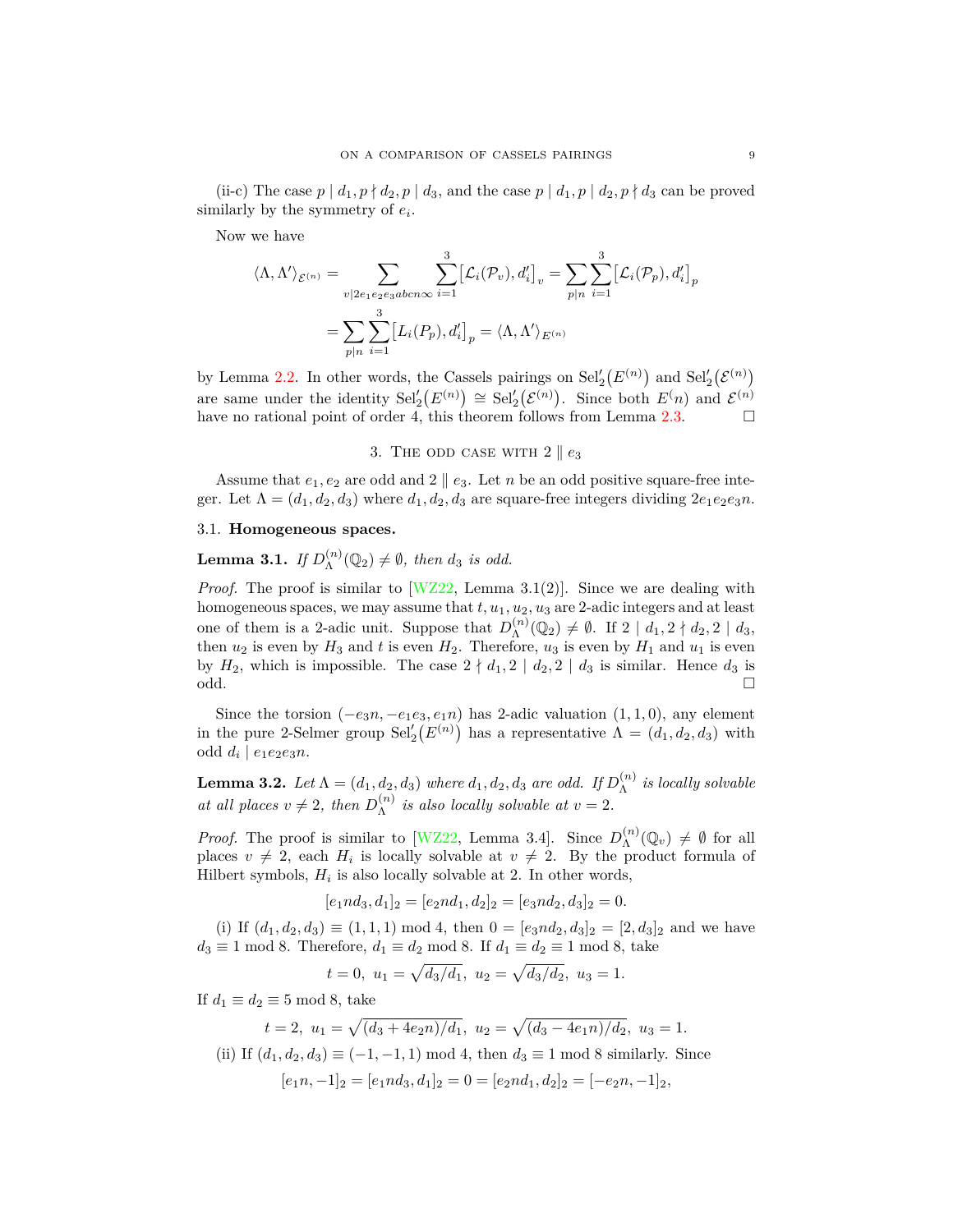(ii-c) The case $p \mid d_1, p \nmid d_2, p \mid d_3$, and the case $p \mid d_1, p \mid d_2, p \nmid d_3$ can be proved similarly by the symmetry of $e_i$.

Now we have

$$\langle \Lambda, \Lambda' \rangle_{\mathcal{E}^{(n)}} = \sum_{v \mid 2e_1e_2e_3abcn\infty} \sum_{i=1}^{3} \big[\mathcal{L}_i(\mathcal{P}_v), d_i'\big]_v = \sum_{p \mid n} \sum_{i=1}^{3} \big[\mathcal{L}_i(\mathcal{P}_p), d_i'\big]_p$$
$$= \sum_{p \mid n} \sum_{i=1}^{3} \big[L_i(P_p), d_i'\big]_p = \langle \Lambda, \Lambda' \rangle_{E^{(n)}}$$

by Lemma 2.2. In other words, the Cassels pairings on $\mathrm{Sel}_2'\big(E^{(n)}\big)$ and $\mathrm{Sel}_2'\big(\mathcal{E}^{(n)}\big)$ are same under the identity $\mathrm{Sel}_2'\big(E^{(n)}\big) \cong \mathrm{Sel}_2'\big(\mathcal{E}^{(n)}\big)$. Since both $E^(n)$ and $\mathcal{E}^{(n)}$ have no rational point of order 4, this theorem follows from Lemma 2.3. $\square$

## 3. The odd case with $2 \parallel e_3$

Assume that $e_1, e_2$ are odd and $2 \parallel e_3$. Let $n$ be an odd positive square-free integer. Let $\Lambda = (d_1, d_2, d_3)$ where $d_1, d_2, d_3$ are square-free integers dividing $2e_1e_2e_3n$.

### 3.1. Homogeneous spaces.

**Lemma 3.1.** *If $D_\Lambda^{(n)}(\mathbb{Q}_2) \neq \emptyset$, then $d_3$ is odd.*

*Proof.* The proof is similar to [WZ22, Lemma 3.1(2)]. Since we are dealing with homogeneous spaces, we may assume that $t, u_1, u_2, u_3$ are 2-adic integers and at least one of them is a 2-adic unit. Suppose that $D_\Lambda^{(n)}(\mathbb{Q}_2) \neq \emptyset$. If $2 \mid d_1, 2 \nmid d_2, 2 \mid d_3$, then $u_2$ is even by $H_3$ and $t$ is even $H_2$. Therefore, $u_3$ is even by $H_1$ and $u_1$ is even by $H_2$, which is impossible. The case $2 \nmid d_1, 2 \mid d_2, 2 \mid d_3$ is similar. Hence $d_3$ is odd. $\square$

Since the torsion $(-e_3n, -e_1e_3, e_1n)$ has 2-adic valuation $(1, 1, 0)$, any element in the pure 2-Selmer group $\mathrm{Sel}_2'\big(E^{(n)}\big)$ has a representative $\Lambda = (d_1, d_2, d_3)$ with odd $d_i \mid e_1e_2e_3n$.

**Lemma 3.2.** *Let $\Lambda = (d_1, d_2, d_3)$ where $d_1, d_2, d_3$ are odd. If $D_\Lambda^{(n)}$ is locally solvable at all places $v \neq 2$, then $D_\Lambda^{(n)}$ is also locally solvable at $v = 2$.*

*Proof.* The proof is similar to [WZ22, Lemma 3.4]. Since $D_\Lambda^{(n)}(\mathbb{Q}_v) \neq \emptyset$ for all places $v \neq 2$, each $H_i$ is locally solvable at $v \neq 2$. By the product formula of Hilbert symbols, $H_i$ is also locally solvable at 2. In other words,

$$[e_1nd_3, d_1]_2 = [e_2nd_1, d_2]_2 = [e_3nd_2, d_3]_2 = 0.$$

(i) If $(d_1, d_2, d_3) \equiv (1, 1, 1) \bmod 4$, then $0 = [e_3nd_2, d_3]_2 = [2, d_3]_2$ and we have $d_3 \equiv 1 \bmod 8$. Therefore, $d_1 \equiv d_2 \bmod 8$. If $d_1 \equiv d_2 \equiv 1 \bmod 8$, take

$$t = 0,\ u_1 = \sqrt{d_3/d_1},\ u_2 = \sqrt{d_3/d_2},\ u_3 = 1.$$

If $d_1 \equiv d_2 \equiv 5 \bmod 8$, take

$$t = 2,\ u_1 = \sqrt{(d_3 + 4e_2n)/d_1},\ u_2 = \sqrt{(d_3 - 4e_1n)/d_2},\ u_3 = 1.$$

(ii) If $(d_1, d_2, d_3) \equiv (-1, -1, 1) \bmod 4$, then $d_3 \equiv 1 \bmod 8$ similarly. Since

$$[e_1n, -1]_2 = [e_1nd_3, d_1]_2 = 0 = [e_2nd_1, d_2]_2 = [-e_2n, -1]_2,$$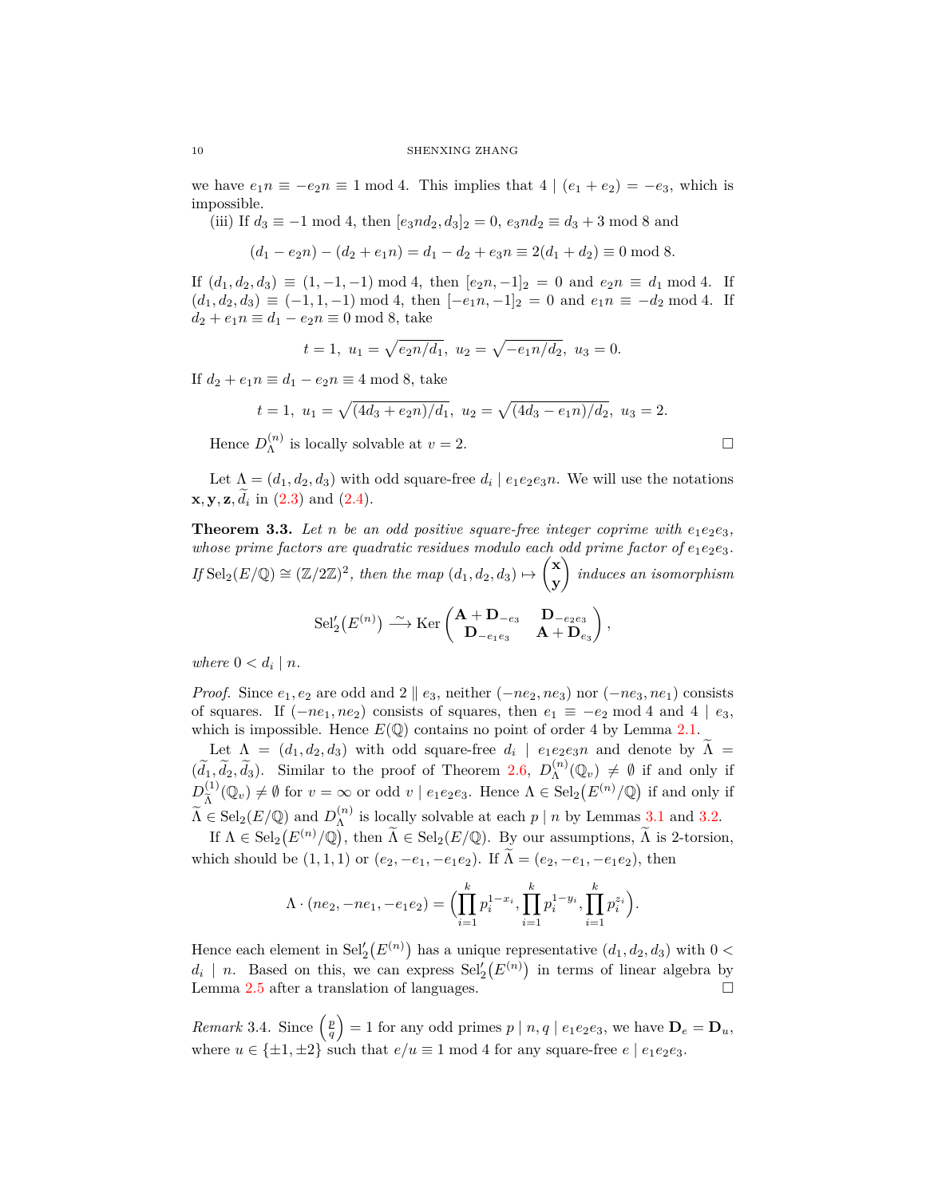we have $e_1 n \equiv -e_2 n \equiv 1 \bmod 4$. This implies that $4 \mid (e_1+e_2) = -e_3$, which is impossible.

(iii) If $d_3 \equiv -1 \bmod 4$, then $[e_3 n d_2, d_3]_2 = 0$, $e_3 n d_2 \equiv d_3 + 3 \bmod 8$ and

$$(d_1 - e_2 n) - (d_2 + e_1 n) = d_1 - d_2 + e_3 n \equiv 2(d_1 + d_2) \equiv 0 \bmod 8.$$

If $(d_1, d_2, d_3) \equiv (1, -1, -1) \bmod 4$, then $[e_2 n, -1]_2 = 0$ and $e_2 n \equiv d_1 \bmod 4$. If $(d_1, d_2, d_3) \equiv (-1, 1, -1) \bmod 4$, then $[-e_1 n, -1]_2 = 0$ and $e_1 n \equiv -d_2 \bmod 4$. If $d_2 + e_1 n \equiv d_1 - e_2 n \equiv 0 \bmod 8$, take

$$t = 1,\ u_1 = \sqrt{e_2 n / d_1},\ u_2 = \sqrt{-e_1 n / d_2},\ u_3 = 0.$$

If $d_2 + e_1 n \equiv d_1 - e_2 n \equiv 4 \bmod 8$, take

$$t = 1,\ u_1 = \sqrt{(4d_3 + e_2 n)/d_1},\ u_2 = \sqrt{(4d_3 - e_1 n)/d_2},\ u_3 = 2.$$

Hence $D_\Lambda^{(n)}$ is locally solvable at $v = 2$. $\square$

Let $\Lambda = (d_1, d_2, d_3)$ with odd square-free $d_i \mid e_1 e_2 e_3 n$. We will use the notations $\mathbf{x}, \mathbf{y}, \mathbf{z}, \widetilde{d}_i$ in (2.3) and (2.4).

**Theorem 3.3.** *Let $n$ be an odd positive square-free integer coprime with $e_1 e_2 e_3$, whose prime factors are quadratic residues modulo each odd prime factor of $e_1 e_2 e_3$. If $\mathrm{Sel}_2(E/\mathbb{Q}) \cong (\mathbb{Z}/2\mathbb{Z})^2$, then the map $(d_1, d_2, d_3) \mapsto \begin{pmatrix} \mathbf{x} \\ \mathbf{y} \end{pmatrix}$ induces an isomorphism*

$$\mathrm{Sel}_2'\big(E^{(n)}\big) \xrightarrow{\sim} \mathrm{Ker} \begin{pmatrix} \mathbf{A} + \mathbf{D}_{-e_3} & \mathbf{D}_{-e_2 e_3} \\ \mathbf{D}_{-e_1 e_3} & \mathbf{A} + \mathbf{D}_{e_3} \end{pmatrix},$$

*where $0 < d_i \mid n$.*

*Proof.* Since $e_1, e_2$ are odd and $2 \parallel e_3$, neither $(-ne_2, ne_3)$ nor $(-ne_3, ne_1)$ consists of squares. If $(-ne_1, ne_2)$ consists of squares, then $e_1 \equiv -e_2 \bmod 4$ and $4 \mid e_3$, which is impossible. Hence $E(\mathbb{Q})$ contains no point of order 4 by Lemma 2.1.

Let $\Lambda = (d_1, d_2, d_3)$ with odd square-free $d_i \mid e_1 e_2 e_3 n$ and denote by $\widetilde{\Lambda} = (\widetilde{d}_1, \widetilde{d}_2, \widetilde{d}_3)$. Similar to the proof of Theorem 2.6, $D_\Lambda^{(n)}(\mathbb{Q}_v) \neq \emptyset$ if and only if $D_{\widetilde{\Lambda}}^{(1)}(\mathbb{Q}_v) \neq \emptyset$ for $v = \infty$ or odd $v \mid e_1 e_2 e_3$. Hence $\Lambda \in \mathrm{Sel}_2\big(E^{(n)}/\mathbb{Q}\big)$ if and only if $\widetilde{\Lambda} \in \mathrm{Sel}_2(E/\mathbb{Q})$ and $D_\Lambda^{(n)}$ is locally solvable at each $p \mid n$ by Lemmas 3.1 and 3.2.

If $\Lambda \in \mathrm{Sel}_2\big(E^{(n)}/\mathbb{Q}\big)$, then $\widetilde{\Lambda} \in \mathrm{Sel}_2(E/\mathbb{Q})$. By our assumptions, $\widetilde{\Lambda}$ is 2-torsion, which should be $(1,1,1)$ or $(e_2, -e_1, -e_1 e_2)$. If $\widetilde{\Lambda} = (e_2, -e_1, -e_1 e_2)$, then

$$\Lambda \cdot (ne_2, -ne_1, -e_1 e_2) = \Big( \prod_{i=1}^k p_i^{1-x_i}, \prod_{i=1}^k p_i^{1-y_i}, \prod_{i=1}^k p_i^{z_i} \Big).$$

Hence each element in $\mathrm{Sel}_2'\big(E^{(n)}\big)$ has a unique representative $(d_1, d_2, d_3)$ with $0 < d_i \mid n$. Based on this, we can express $\mathrm{Sel}_2'\big(E^{(n)}\big)$ in terms of linear algebra by Lemma 2.5 after a translation of languages. $\square$

*Remark* 3.4. Since $\left(\frac{p}{q}\right) = 1$ for any odd primes $p \mid n, q \mid e_1 e_2 e_3$, we have $\mathbf{D}_e = \mathbf{D}_u$, where $u \in \{\pm 1, \pm 2\}$ such that $e/u \equiv 1 \bmod 4$ for any square-free $e \mid e_1 e_2 e_3$.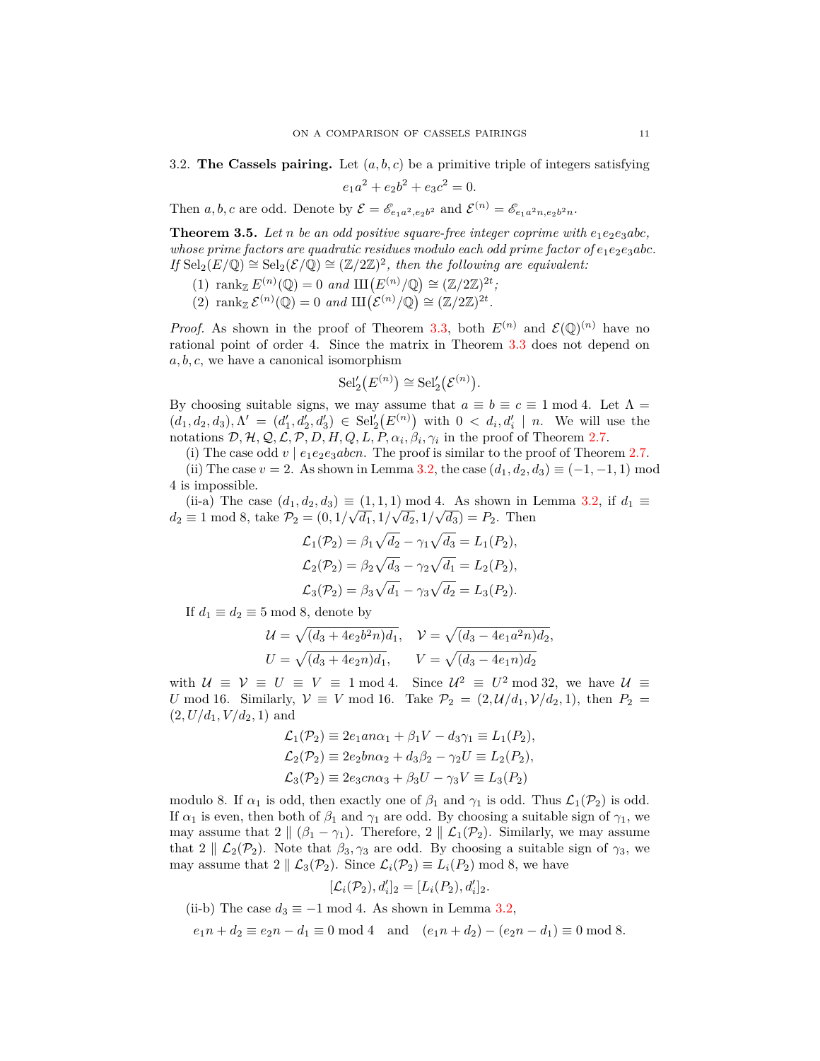### 3.2. The Cassels pairing.

Let $(a, b, c)$ be a primitive triple of integers satisfying

$$e_1a^2 + e_2b^2 + e_3c^2 = 0.$$

Then $a, b, c$ are odd. Denote by $\mathcal{E} = \mathscr{E}_{e_1a^2, e_2b^2}$ and $\mathcal{E}^{(n)} = \mathscr{E}_{e_1a^2n, e_2b^2n}$.

**Theorem 3.5.** *Let $n$ be an odd positive square-free integer coprime with $e_1e_2e_3abc$, whose prime factors are quadratic residues modulo each odd prime factor of $e_1e_2e_3abc$. If $\mathrm{Sel}_2(E/\mathbb{Q}) \cong \mathrm{Sel}_2(\mathcal{E}/\mathbb{Q}) \cong (\mathbb{Z}/2\mathbb{Z})^2$, then the following are equivalent:*

1. *$\mathrm{rank}_{\mathbb{Z}}\, E^{(n)}(\mathbb{Q}) = 0$ and $\text{Ш}\big(E^{(n)}/\mathbb{Q}\big) \cong (\mathbb{Z}/2\mathbb{Z})^{2t}$;*
2. *$\mathrm{rank}_{\mathbb{Z}}\, \mathcal{E}^{(n)}(\mathbb{Q}) = 0$ and $\text{Ш}\big(\mathcal{E}^{(n)}/\mathbb{Q}\big) \cong (\mathbb{Z}/2\mathbb{Z})^{2t}$.*

*Proof.* As shown in the proof of Theorem 3.3, both $E^{(n)}$ and $\mathcal{E}(\mathbb{Q})^{(n)}$ have no rational point of order 4. Since the matrix in Theorem 3.3 does not depend on $a, b, c$, we have a canonical isomorphism

$$\mathrm{Sel}_2'\big(E^{(n)}\big) \cong \mathrm{Sel}_2'\big(\mathcal{E}^{(n)}\big).$$

By choosing suitable signs, we may assume that $a \equiv b \equiv c \equiv 1 \bmod 4$. Let $\Lambda = (d_1, d_2, d_3), \Lambda' = (d_1', d_2', d_3') \in \mathrm{Sel}_2'\big(E^{(n)}\big)$ with $0 < d_i, d_i' \mid n$. We will use the notations $\mathcal{D}, \mathcal{H}, \mathcal{Q}, \mathcal{L}, \mathcal{P}, D, H, Q, L, P, \alpha_i, \beta_i, \gamma_i$ in the proof of Theorem 2.7.

(i) The case odd $v \mid e_1e_2e_3abcn$. The proof is similar to the proof of Theorem 2.7.

(ii) The case $v = 2$. As shown in Lemma 3.2, the case $(d_1, d_2, d_3) \equiv (-1, -1, 1) \bmod 4$ is impossible.

(ii-a) The case $(d_1, d_2, d_3) \equiv (1, 1, 1) \bmod 4$. As shown in Lemma 3.2, if $d_1 \equiv d_2 \equiv 1 \bmod 8$, take $\mathcal{P}_2 = (0, 1/\sqrt{d_1}, 1/\sqrt{d_2}, 1/\sqrt{d_3}) = P_2$. Then

$$\mathcal{L}_1(\mathcal{P}_2) = \beta_1\sqrt{d_2} - \gamma_1\sqrt{d_3} = L_1(P_2),$$
$$\mathcal{L}_2(\mathcal{P}_2) = \beta_2\sqrt{d_3} - \gamma_2\sqrt{d_1} = L_2(P_2),$$
$$\mathcal{L}_3(\mathcal{P}_2) = \beta_3\sqrt{d_1} - \gamma_3\sqrt{d_2} = L_3(P_2).$$

If $d_1 \equiv d_2 \equiv 5 \bmod 8$, denote by

$$\mathcal{U} = \sqrt{(d_3 + 4e_2b^2n)d_1}, \quad \mathcal{V} = \sqrt{(d_3 - 4e_1a^2n)d_2},$$
$$U = \sqrt{(d_3 + 4e_2n)d_1}, \qquad V = \sqrt{(d_3 - 4e_1n)d_2}$$

with $\mathcal{U} \equiv \mathcal{V} \equiv U \equiv V \equiv 1 \bmod 4$. Since $\mathcal{U}^2 \equiv U^2 \bmod 32$, we have $\mathcal{U} \equiv U \bmod 16$. Similarly, $\mathcal{V} \equiv V \bmod 16$. Take $\mathcal{P}_2 = (2, \mathcal{U}/d_1, \mathcal{V}/d_2, 1)$, then $P_2 = (2, U/d_1, V/d_2, 1)$ and

$$\mathcal{L}_1(\mathcal{P}_2) \equiv 2e_1an\alpha_1 + \beta_1V - d_3\gamma_1 \equiv L_1(P_2),$$
$$\mathcal{L}_2(\mathcal{P}_2) \equiv 2e_2bn\alpha_2 + d_3\beta_2 - \gamma_2U \equiv L_2(P_2),$$
$$\mathcal{L}_3(\mathcal{P}_2) \equiv 2e_3cn\alpha_3 + \beta_3U - \gamma_3V \equiv L_3(P_2)$$

modulo 8. If $\alpha_1$ is odd, then exactly one of $\beta_1$ and $\gamma_1$ is odd. Thus $\mathcal{L}_1(\mathcal{P}_2)$ is odd. If $\alpha_1$ is even, then both of $\beta_1$ and $\gamma_1$ are odd. By choosing a suitable sign of $\gamma_1$, we may assume that $2 \parallel (\beta_1 - \gamma_1)$. Therefore, $2 \parallel \mathcal{L}_1(\mathcal{P}_2)$. Similarly, we may assume that $2 \parallel \mathcal{L}_2(\mathcal{P}_2)$. Note that $\beta_3, \gamma_3$ are odd. By choosing a suitable sign of $\gamma_3$, we may assume that $2 \parallel \mathcal{L}_3(\mathcal{P}_2)$. Since $\mathcal{L}_i(\mathcal{P}_2) \equiv L_i(P_2) \bmod 8$, we have

$$[\mathcal{L}_i(\mathcal{P}_2), d_i']_2 = [L_i(P_2), d_i']_2.$$

(ii-b) The case $d_3 \equiv -1 \bmod 4$. As shown in Lemma 3.2,

$$e_1n + d_2 \equiv e_2n - d_1 \equiv 0 \bmod 4 \quad \text{and} \quad (e_1n + d_2) - (e_2n - d_1) \equiv 0 \bmod 8.$$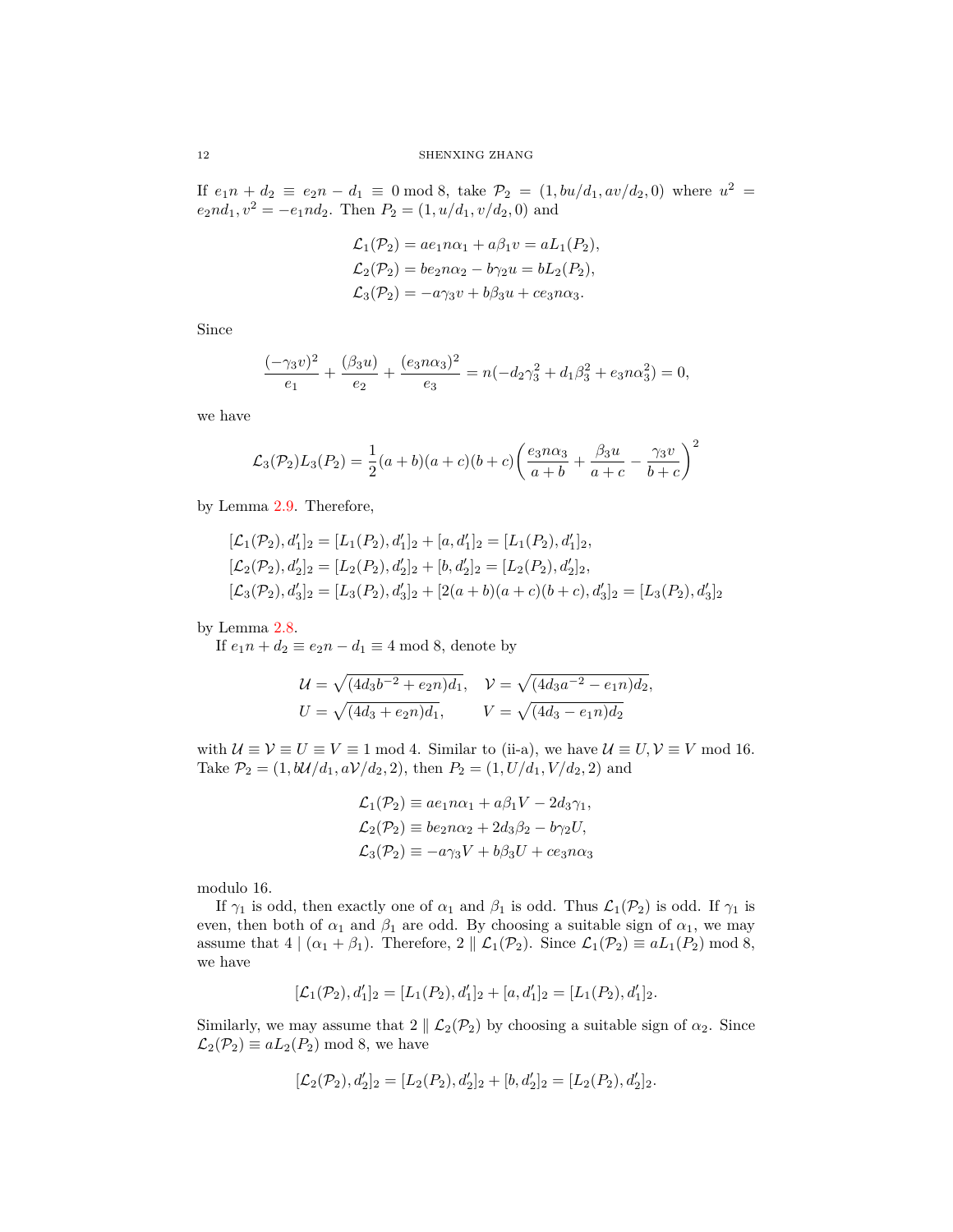If $e_1n + d_2 \equiv e_2n - d_1 \equiv 0 \bmod 8$, take $\mathcal{P}_2 = (1, bu/d_1, av/d_2, 0)$ where $u^2 = e_2nd_1, v^2 = -e_1nd_2$. Then $P_2 = (1, u/d_1, v/d_2, 0)$ and

$$\begin{aligned}
\mathcal{L}_1(\mathcal{P}_2) &= ae_1n\alpha_1 + a\beta_1 v = aL_1(P_2),\\
\mathcal{L}_2(\mathcal{P}_2) &= be_2n\alpha_2 - b\gamma_2 u = bL_2(P_2),\\
\mathcal{L}_3(\mathcal{P}_2) &= -a\gamma_3 v + b\beta_3 u + ce_3n\alpha_3.
\end{aligned}$$

Since

$$\frac{(-\gamma_3 v)^2}{e_1} + \frac{(\beta_3 u)}{e_2} + \frac{(e_3n\alpha_3)^2}{e_3} = n(-d_2\gamma_3^2 + d_1\beta_3^2 + e_3n\alpha_3^2) = 0,$$

we have

$$\mathcal{L}_3(\mathcal{P}_2)L_3(P_2) = \frac{1}{2}(a+b)(a+c)(b+c)\left(\frac{e_3n\alpha_3}{a+b} + \frac{\beta_3 u}{a+c} - \frac{\gamma_3 v}{b+c}\right)^2$$

by Lemma 2.9. Therefore,

$$\begin{aligned}
[\mathcal{L}_1(\mathcal{P}_2), d_1']_2 &= [L_1(P_2), d_1']_2 + [a, d_1']_2 = [L_1(P_2), d_1']_2,\\
[\mathcal{L}_2(\mathcal{P}_2), d_2']_2 &= [L_2(P_2), d_2']_2 + [b, d_2']_2 = [L_2(P_2), d_2']_2,\\
[\mathcal{L}_3(\mathcal{P}_2), d_3']_2 &= [L_3(P_2), d_3']_2 + [2(a+b)(a+c)(b+c), d_3']_2 = [L_3(P_2), d_3']_2
\end{aligned}$$

by Lemma 2.8.

If $e_1n + d_2 \equiv e_2n - d_1 \equiv 4 \bmod 8$, denote by

$$\begin{aligned}
\mathcal{U} &= \sqrt{(4d_3b^{-2} + e_2n)d_1}, \quad & \mathcal{V} &= \sqrt{(4d_3a^{-2} - e_1n)d_2},\\
U &= \sqrt{(4d_3 + e_2n)d_1}, & V &= \sqrt{(4d_3 - e_1n)d_2}
\end{aligned}$$

with $\mathcal{U} \equiv \mathcal{V} \equiv U \equiv V \equiv 1 \bmod 4$. Similar to (ii-a), we have $\mathcal{U} \equiv U, \mathcal{V} \equiv V \bmod 16$. Take $\mathcal{P}_2 = (1, b\mathcal{U}/d_1, a\mathcal{V}/d_2, 2)$, then $P_2 = (1, U/d_1, V/d_2, 2)$ and

$$\begin{aligned}
\mathcal{L}_1(\mathcal{P}_2) &\equiv ae_1n\alpha_1 + a\beta_1 V - 2d_3\gamma_1,\\
\mathcal{L}_2(\mathcal{P}_2) &\equiv be_2n\alpha_2 + 2d_3\beta_2 - b\gamma_2 U,\\
\mathcal{L}_3(\mathcal{P}_2) &\equiv -a\gamma_3 V + b\beta_3 U + ce_3n\alpha_3
\end{aligned}$$

modulo 16.

If $\gamma_1$ is odd, then exactly one of $\alpha_1$ and $\beta_1$ is odd. Thus $\mathcal{L}_1(\mathcal{P}_2)$ is odd. If $\gamma_1$ is even, then both of $\alpha_1$ and $\beta_1$ are odd. By choosing a suitable sign of $\alpha_1$, we may assume that $4 \mid (\alpha_1 + \beta_1)$. Therefore, $2 \parallel \mathcal{L}_1(\mathcal{P}_2)$. Since $\mathcal{L}_1(\mathcal{P}_2) \equiv aL_1(P_2) \bmod 8$, we have

$$[\mathcal{L}_1(\mathcal{P}_2), d_1']_2 = [L_1(P_2), d_1']_2 + [a, d_1']_2 = [L_1(P_2), d_1']_2.$$

Similarly, we may assume that $2 \parallel \mathcal{L}_2(\mathcal{P}_2)$ by choosing a suitable sign of $\alpha_2$. Since $\mathcal{L}_2(\mathcal{P}_2) \equiv aL_2(P_2) \bmod 8$, we have

$$[\mathcal{L}_2(\mathcal{P}_2), d_2']_2 = [L_2(P_2), d_2']_2 + [b, d_2']_2 = [L_2(P_2), d_2']_2.$$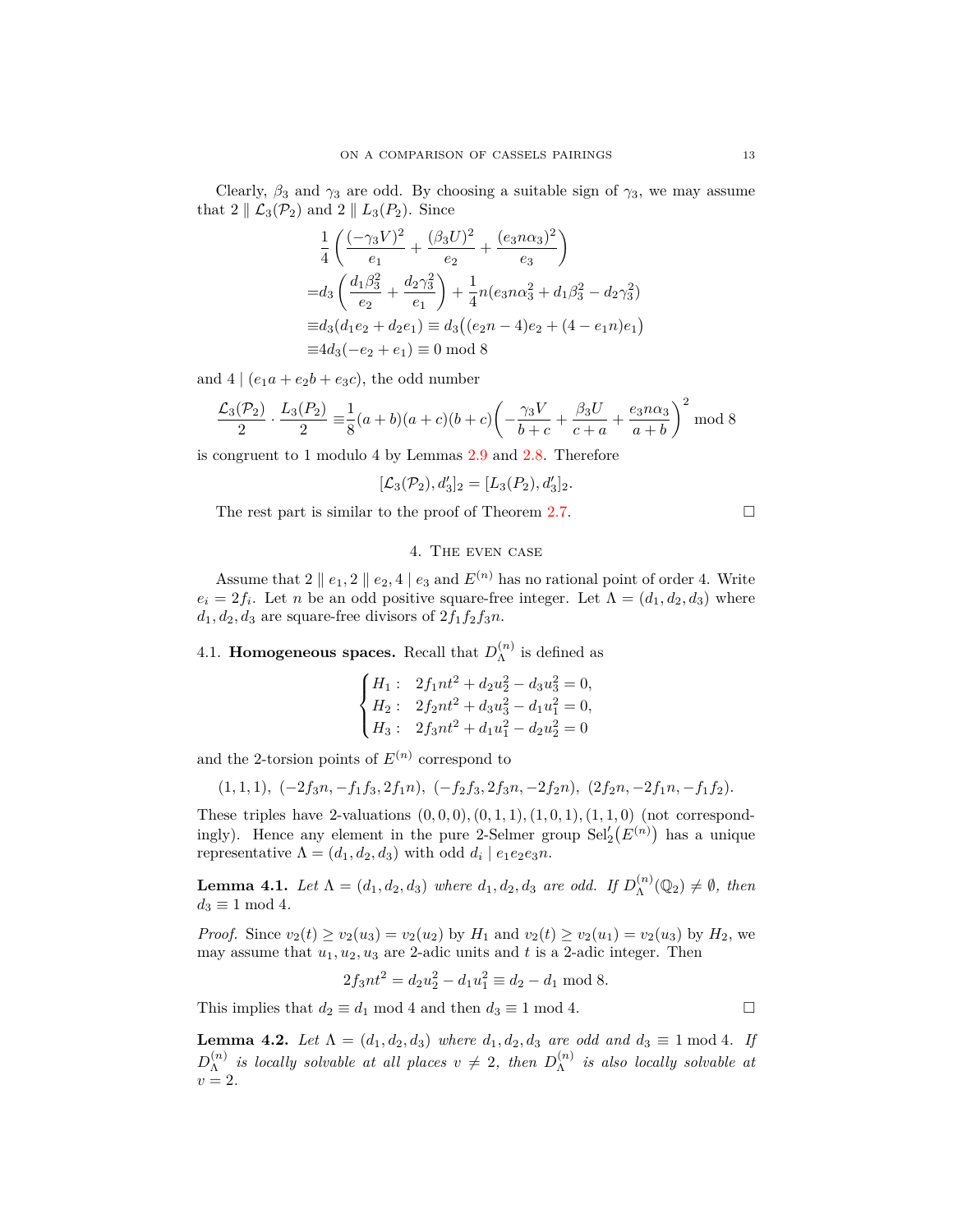Clearly, $\beta_3$ and $\gamma_3$ are odd. By choosing a suitable sign of $\gamma_3$, we may assume that $2 \parallel \mathcal{L}_3(\mathcal{P}_2)$ and $2 \parallel L_3(P_2)$. Since

$$
\begin{aligned}
&\frac{1}{4}\left(\frac{(-\gamma_3 V)^2}{e_1} + \frac{(\beta_3 U)^2}{e_2} + \frac{(e_3 n\alpha_3)^2}{e_3}\right) \\
=&d_3\left(\frac{d_1\beta_3^2}{e_2} + \frac{d_2\gamma_3^2}{e_1}\right) + \frac{1}{4}n(e_3 n\alpha_3^2 + d_1\beta_3^2 - d_2\gamma_3^2) \\
\equiv&d_3(d_1 e_2 + d_2 e_1) \equiv d_3\big((e_2 n - 4)e_2 + (4 - e_1 n)e_1\big) \\
\equiv&4d_3(-e_2 + e_1) \equiv 0 \bmod 8
\end{aligned}
$$

and $4 \mid (e_1 a + e_2 b + e_3 c)$, the odd number

$$
\frac{\mathcal{L}_3(\mathcal{P}_2)}{2} \cdot \frac{L_3(P_2)}{2} \equiv \frac{1}{8}(a+b)(a+c)(b+c)\left(-\frac{\gamma_3 V}{b+c} + \frac{\beta_3 U}{c+a} + \frac{e_3 n\alpha_3}{a+b}\right)^2 \bmod 8
$$

is congruent to 1 modulo 4 by Lemmas 2.9 and 2.8. Therefore

$$
[\mathcal{L}_3(\mathcal{P}_2), d_3']_2 = [L_3(P_2), d_3']_2.
$$

The rest part is similar to the proof of Theorem 2.7. $\square$

## 4. The even case

Assume that $2 \parallel e_1, 2 \parallel e_2, 4 \mid e_3$ and $E^{(n)}$ has no rational point of order 4. Write $e_i = 2f_i$. Let $n$ be an odd positive square-free integer. Let $\Lambda = (d_1, d_2, d_3)$ where $d_1, d_2, d_3$ are square-free divisors of $2f_1 f_2 f_3 n$.

### 4.1. Homogeneous spaces.

Recall that $D_\Lambda^{(n)}$ is defined as

$$
\begin{cases}
H_1: \quad 2f_1 n t^2 + d_2 u_2^2 - d_3 u_3^2 = 0, \\
H_2: \quad 2f_2 n t^2 + d_3 u_3^2 - d_1 u_1^2 = 0, \\
H_3: \quad 2f_3 n t^2 + d_1 u_1^2 - d_2 u_2^2 = 0
\end{cases}
$$

and the 2-torsion points of $E^{(n)}$ correspond to

$$
(1,1,1),\ (-2f_3 n, -f_1 f_3, 2f_1 n),\ (-f_2 f_3, 2f_3 n, -2f_2 n),\ (2f_2 n, -2f_1 n, -f_1 f_2).
$$

These triples have 2-valuations $(0,0,0), (0,1,1), (1,0,1), (1,1,0)$ (not correspondingly). Hence any element in the pure 2-Selmer group $\mathrm{Sel}_2'(E^{(n)})$ has a unique representative $\Lambda = (d_1, d_2, d_3)$ with odd $d_i \mid e_1 e_2 e_3 n$.

**Lemma 4.1.** *Let $\Lambda = (d_1, d_2, d_3)$ where $d_1, d_2, d_3$ are odd. If $D_\Lambda^{(n)}(\mathbb{Q}_2) \neq \emptyset$, then $d_3 \equiv 1 \bmod 4$.*

*Proof.* Since $v_2(t) \geq v_2(u_3) = v_2(u_2)$ by $H_1$ and $v_2(t) \geq v_2(u_1) = v_2(u_3)$ by $H_2$, we may assume that $u_1, u_2, u_3$ are 2-adic units and $t$ is a 2-adic integer. Then

$$
2f_3 n t^2 = d_2 u_2^2 - d_1 u_1^2 \equiv d_2 - d_1 \bmod 8.
$$

This implies that $d_2 \equiv d_1 \bmod 4$ and then $d_3 \equiv 1 \bmod 4$. $\square$

**Lemma 4.2.** *Let $\Lambda = (d_1, d_2, d_3)$ where $d_1, d_2, d_3$ are odd and $d_3 \equiv 1 \bmod 4$. If $D_\Lambda^{(n)}$ is locally solvable at all places $v \neq 2$, then $D_\Lambda^{(n)}$ is also locally solvable at $v = 2$.*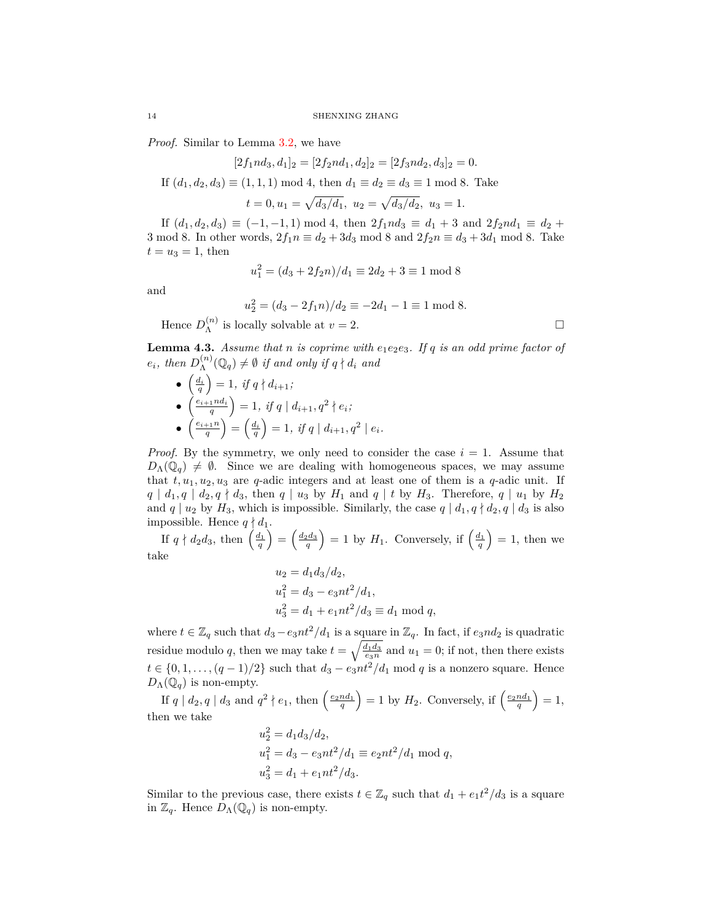*Proof.* Similar to Lemma 3.2, we have

$$[2f_1nd_3, d_1]_2 = [2f_2nd_1, d_2]_2 = [2f_3nd_2, d_3]_2 = 0.$$

If $(d_1, d_2, d_3) \equiv (1, 1, 1) \bmod 4$, then $d_1 \equiv d_2 \equiv d_3 \equiv 1 \bmod 8$. Take

$$t = 0, u_1 = \sqrt{d_3/d_1},\ u_2 = \sqrt{d_3/d_2},\ u_3 = 1.$$

If $(d_1, d_2, d_3) \equiv (-1, -1, 1) \bmod 4$, then $2f_1nd_3 \equiv d_1 + 3$ and $2f_2nd_1 \equiv d_2 + 3 \bmod 8$. In other words, $2f_1n \equiv d_2 + 3d_3 \bmod 8$ and $2f_2n \equiv d_3 + 3d_1 \bmod 8$. Take $t = u_3 = 1$, then

$$u_1^2 = (d_3 + 2f_2n)/d_1 \equiv 2d_2 + 3 \equiv 1 \bmod 8$$

and

$$u_2^2 = (d_3 - 2f_1n)/d_2 \equiv -2d_1 - 1 \equiv 1 \bmod 8.$$

Hence $D_\Lambda^{(n)}$ is locally solvable at $v = 2$. $\square$

**Lemma 4.3.** *Assume that $n$ is coprime with $e_1e_2e_3$. If $q$ is an odd prime factor of $e_i$, then $D_\Lambda^{(n)}(\mathbb{Q}_q) \neq \emptyset$ if and only if $q \nmid d_i$ and*

- $\left(\frac{d_i}{q}\right) = 1$*, if $q \nmid d_{i+1}$;*
- $\left(\frac{e_{i+1}nd_i}{q}\right) = 1$*, if $q \mid d_{i+1}, q^2 \nmid e_i$;*
- $\left(\frac{e_{i+1}n}{q}\right) = \left(\frac{d_i}{q}\right) = 1$*, if $q \mid d_{i+1}, q^2 \mid e_i$.*

*Proof.* By the symmetry, we only need to consider the case $i = 1$. Assume that $D_\Lambda(\mathbb{Q}_q) \neq \emptyset$. Since we are dealing with homogeneous spaces, we may assume that $t, u_1, u_2, u_3$ are $q$-adic integers and at least one of them is a $q$-adic unit. If $q \mid d_1, q \mid d_2, q \nmid d_3$, then $q \mid u_3$ by $H_1$ and $q \mid t$ by $H_3$. Therefore, $q \mid u_1$ by $H_2$ and $q \mid u_2$ by $H_3$, which is impossible. Similarly, the case $q \mid d_1, q \nmid d_2, q \mid d_3$ is also impossible. Hence $q \nmid d_1$.

If $q \nmid d_2d_3$, then $\left(\frac{d_1}{q}\right) = \left(\frac{d_2d_3}{q}\right) = 1$ by $H_1$. Conversely, if $\left(\frac{d_1}{q}\right) = 1$, then we take

$$\begin{aligned}
u_2 &= d_1d_3/d_2,\\
u_1^2 &= d_3 - e_3nt^2/d_1,\\
u_3^2 &= d_1 + e_1nt^2/d_3 \equiv d_1 \bmod q,
\end{aligned}$$

where $t \in \mathbb{Z}_q$ such that $d_3 - e_3nt^2/d_1$ is a square in $\mathbb{Z}_q$. In fact, if $e_3nd_2$ is quadratic residue modulo $q$, then we may take $t = \sqrt{\frac{d_1d_3}{e_3n}}$ and $u_1 = 0$; if not, then there exists $t \in \{0, 1, \ldots, (q-1)/2\}$ such that $d_3 - e_3nt^2/d_1 \bmod q$ is a nonzero square. Hence $D_\Lambda(\mathbb{Q}_q)$ is non-empty.

If $q \mid d_2, q \mid d_3$ and $q^2 \nmid e_1$, then $\left(\frac{e_2nd_1}{q}\right) = 1$ by $H_2$. Conversely, if $\left(\frac{e_2nd_1}{q}\right) = 1$, then we take

$$\begin{aligned}
u_2^2 &= d_1d_3/d_2,\\
u_1^2 &= d_3 - e_3nt^2/d_1 \equiv e_2nt^2/d_1 \bmod q,\\
u_3^2 &= d_1 + e_1nt^2/d_3.
\end{aligned}$$

Similar to the previous case, there exists $t \in \mathbb{Z}_q$ such that $d_1 + e_1t^2/d_3$ is a square in $\mathbb{Z}_q$. Hence $D_\Lambda(\mathbb{Q}_q)$ is non-empty.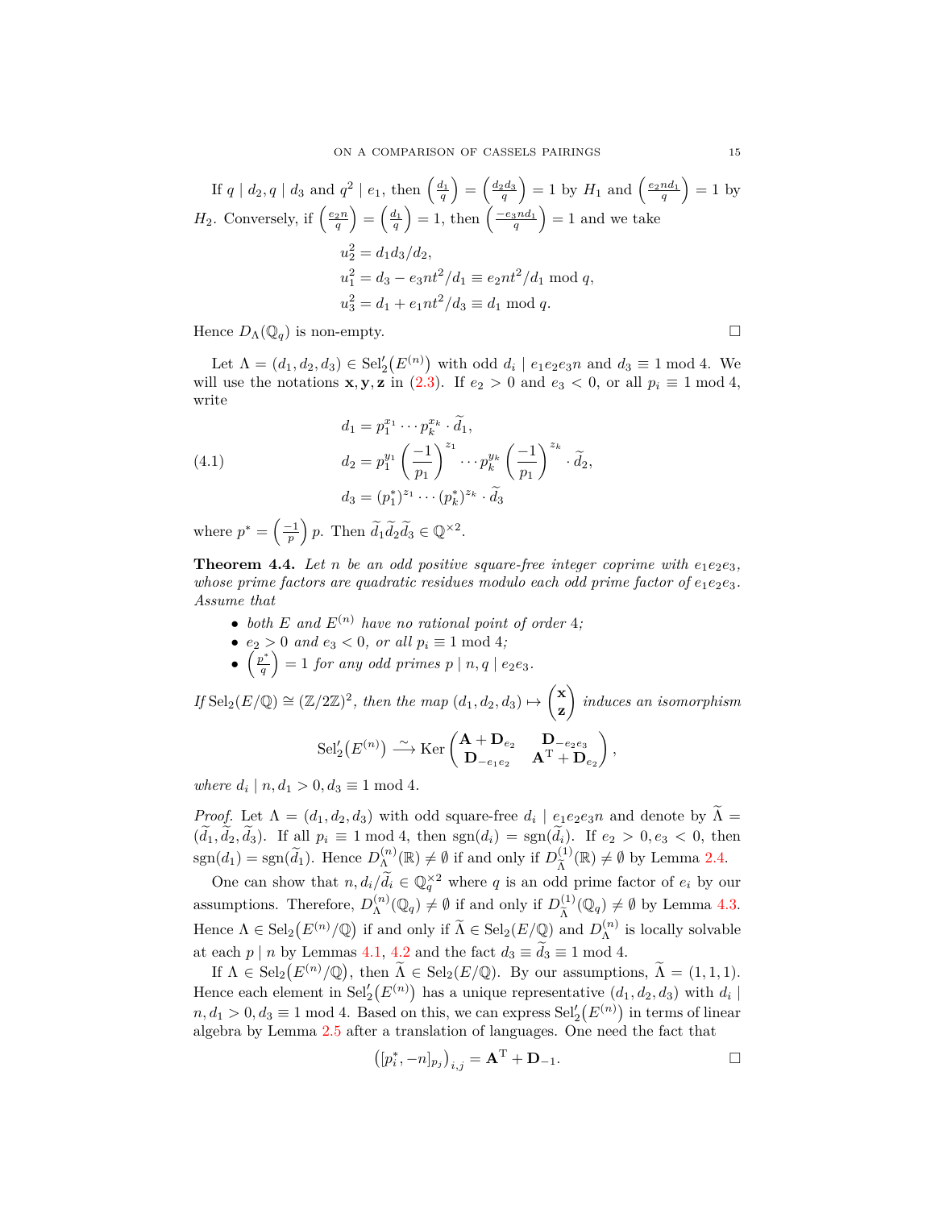If $q \mid d_2, q \mid d_3$ and $q^2 \mid e_1$, then $\left(\frac{d_1}{q}\right) = \left(\frac{d_2 d_3}{q}\right) = 1$ by $H_1$ and $\left(\frac{e_2 n d_1}{q}\right) = 1$ by $H_2$. Conversely, if $\left(\frac{e_2 n}{q}\right) = \left(\frac{d_1}{q}\right) = 1$, then $\left(\frac{-e_3 n d_1}{q}\right) = 1$ and we take

$$
\begin{aligned}
u_2^2 &= d_1 d_3 / d_2, \\
u_1^2 &= d_3 - e_3 n t^2 / d_1 \equiv e_2 n t^2 / d_1 \bmod q, \\
u_3^2 &= d_1 + e_1 n t^2 / d_3 \equiv d_1 \bmod q.
\end{aligned}
$$

Hence $D_\Lambda(\mathbb{Q}_q)$ is non-empty. □

Let $\Lambda = (d_1, d_2, d_3) \in \mathrm{Sel}_2'\big(E^{(n)}\big)$ with odd $d_i \mid e_1 e_2 e_3 n$ and $d_3 \equiv 1 \bmod 4$. We will use the notations $\mathbf{x}, \mathbf{y}, \mathbf{z}$ in (2.3). If $e_2 > 0$ and $e_3 < 0$, or all $p_i \equiv 1 \bmod 4$, write

$$
\begin{aligned}
d_1 &= p_1^{x_1} \cdots p_k^{x_k} \cdot \widetilde{d}_1, \\
d_2 &= p_1^{y_1} \left(\frac{-1}{p_1}\right)^{z_1} \cdots p_k^{y_k} \left(\frac{-1}{p_1}\right)^{z_k} \cdot \widetilde{d}_2, \\
d_3 &= (p_1^*)^{z_1} \cdots (p_k^*)^{z_k} \cdot \widetilde{d}_3
\end{aligned}
\tag{4.1}
$$

where $p^* = \left(\frac{-1}{p}\right) p$. Then $\widetilde{d}_1 \widetilde{d}_2 \widetilde{d}_3 \in \mathbb{Q}^{\times 2}$.

**Theorem 4.4.** *Let $n$ be an odd positive square-free integer coprime with $e_1 e_2 e_3$, whose prime factors are quadratic residues modulo each odd prime factor of $e_1 e_2 e_3$. Assume that*

- *both $E$ and $E^{(n)}$ have no rational point of order 4;*
- *$e_2 > 0$ and $e_3 < 0$, or all $p_i \equiv 1 \bmod 4$;*
- *$\left(\frac{p^*}{q}\right) = 1$ for any odd primes $p \mid n, q \mid e_2 e_3$.*

*If $\mathrm{Sel}_2(E/\mathbb{Q}) \cong (\mathbb{Z}/2\mathbb{Z})^2$, then the map $(d_1, d_2, d_3) \mapsto \begin{pmatrix} \mathbf{x} \\ \mathbf{z} \end{pmatrix}$ induces an isomorphism*

$$
\mathrm{Sel}_2'\big(E^{(n)}\big) \xrightarrow{\sim} \mathrm{Ker} \begin{pmatrix} \mathbf{A} + \mathbf{D}_{e_2} & \mathbf{D}_{-e_2 e_3} \\ \mathbf{D}_{-e_1 e_2} & \mathbf{A}^{\mathrm{T}} + \mathbf{D}_{e_2} \end{pmatrix},
$$

*where $d_i \mid n, d_1 > 0, d_3 \equiv 1 \bmod 4$.*

*Proof.* Let $\Lambda = (d_1, d_2, d_3)$ with odd square-free $d_i \mid e_1 e_2 e_3 n$ and denote by $\widetilde{\Lambda} = (\widetilde{d}_1, \widetilde{d}_2, \widetilde{d}_3)$. If all $p_i \equiv 1 \bmod 4$, then $\mathrm{sgn}(d_i) = \mathrm{sgn}(\widetilde{d}_i)$. If $e_2 > 0, e_3 < 0$, then $\mathrm{sgn}(d_1) = \mathrm{sgn}(\widetilde{d}_1)$. Hence $D_\Lambda^{(n)}(\mathbb{R}) \neq \emptyset$ if and only if $D_{\widetilde{\Lambda}}^{(1)}(\mathbb{R}) \neq \emptyset$ by Lemma 2.4.

One can show that $n, d_i/\widetilde{d}_i \in \mathbb{Q}_q^{\times 2}$ where $q$ is an odd prime factor of $e_i$ by our assumptions. Therefore, $D_\Lambda^{(n)}(\mathbb{Q}_q) \neq \emptyset$ if and only if $D_{\widetilde{\Lambda}}^{(1)}(\mathbb{Q}_q) \neq \emptyset$ by Lemma 4.3. Hence $\Lambda \in \mathrm{Sel}_2\big(E^{(n)}/\mathbb{Q}\big)$ if and only if $\widetilde{\Lambda} \in \mathrm{Sel}_2(E/\mathbb{Q})$ and $D_\Lambda^{(n)}$ is locally solvable at each $p \mid n$ by Lemmas 4.1, 4.2 and the fact $d_3 \equiv \widetilde{d}_3 \equiv 1 \bmod 4$.

If $\Lambda \in \mathrm{Sel}_2\big(E^{(n)}/\mathbb{Q}\big)$, then $\widetilde{\Lambda} \in \mathrm{Sel}_2(E/\mathbb{Q})$. By our assumptions, $\widetilde{\Lambda} = (1,1,1)$. Hence each element in $\mathrm{Sel}_2'\big(E^{(n)}\big)$ has a unique representative $(d_1, d_2, d_3)$ with $d_i \mid n, d_1 > 0, d_3 \equiv 1 \bmod 4$. Based on this, we can express $\mathrm{Sel}_2'\big(E^{(n)}\big)$ in terms of linear algebra by Lemma 2.5 after a translation of languages. One need the fact that

$$
\big([p_i^*, -n]_{p_j}\big)_{i,j} = \mathbf{A}^{\mathrm{T}} + \mathbf{D}_{-1}.
$$

□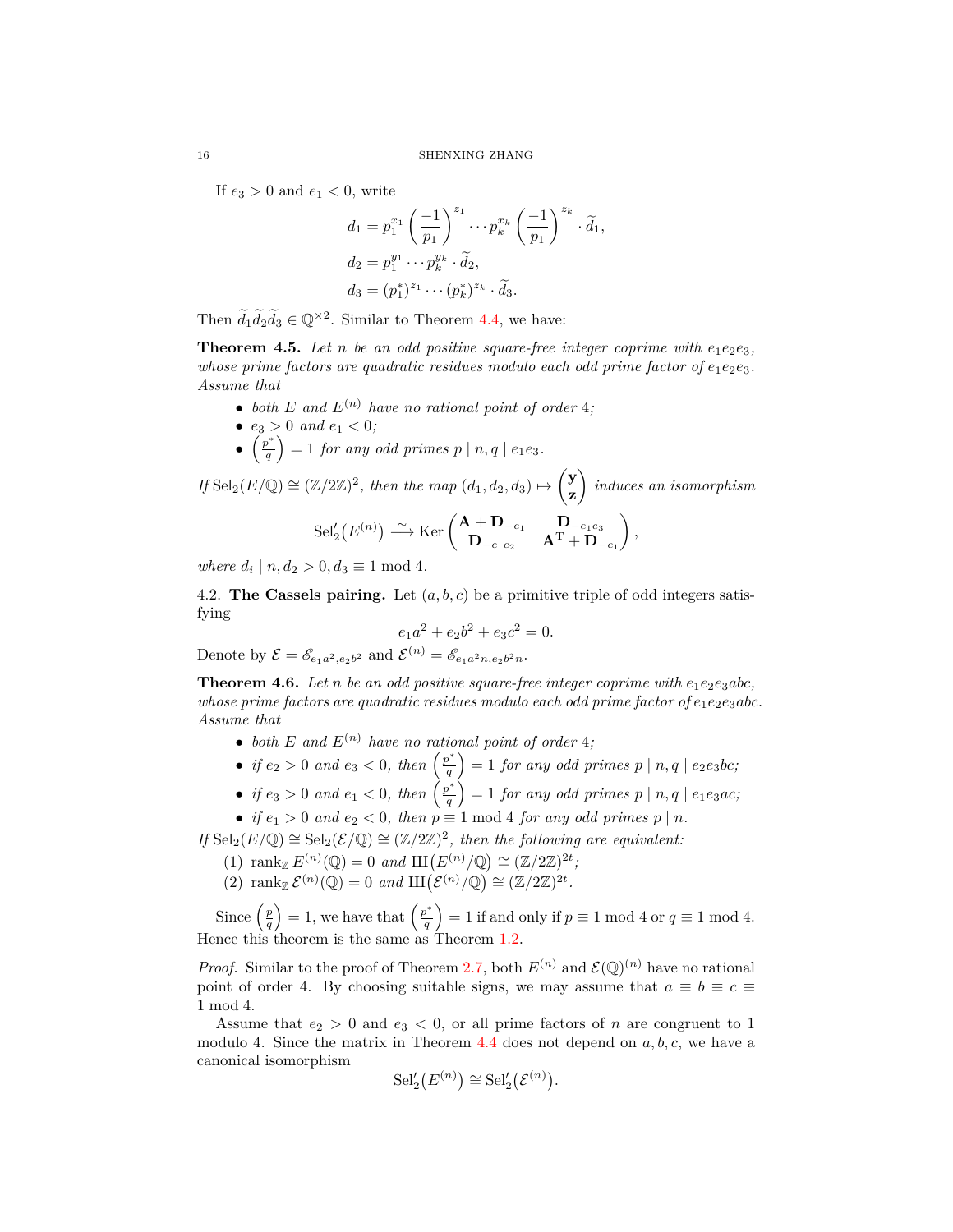If $e_3 > 0$ and $e_1 < 0$, write

$$
\begin{aligned}
d_1 &= p_1^{x_1}\left(\frac{-1}{p_1}\right)^{z_1}\cdots p_k^{x_k}\left(\frac{-1}{p_1}\right)^{z_k}\cdot \widetilde{d}_1,\\
d_2 &= p_1^{y_1}\cdots p_k^{y_k}\cdot \widetilde{d}_2,\\
d_3 &= (p_1^*)^{z_1}\cdots (p_k^*)^{z_k}\cdot \widetilde{d}_3.
\end{aligned}
$$

Then $\widetilde{d}_1\widetilde{d}_2\widetilde{d}_3 \in \mathbb{Q}^{\times 2}$. Similar to Theorem 4.4, we have:

**Theorem 4.5.** *Let $n$ be an odd positive square-free integer coprime with $e_1e_2e_3$, whose prime factors are quadratic residues modulo each odd prime factor of $e_1e_2e_3$. Assume that*

- *both $E$ and $E^{(n)}$ have no rational point of order 4;*
- *$e_3 > 0$ and $e_1 < 0$;*
- *$\left(\frac{p^*}{q}\right) = 1$ for any odd primes $p \mid n, q \mid e_1e_3$.*

*If $\mathrm{Sel}_2(E/\mathbb{Q}) \cong (\mathbb{Z}/2\mathbb{Z})^2$, then the map $(d_1,d_2,d_3) \mapsto \begin{pmatrix}\mathbf{y}\\ \mathbf{z}\end{pmatrix}$ induces an isomorphism*

$$
\mathrm{Sel}_2'\big(E^{(n)}\big) \xrightarrow{\sim} \mathrm{Ker}\begin{pmatrix}\mathbf{A}+\mathbf{D}_{-e_1} & \mathbf{D}_{-e_1e_3}\\ \mathbf{D}_{-e_1e_2} & \mathbf{A}^{\mathrm{T}}+\mathbf{D}_{-e_1}\end{pmatrix},
$$

*where $d_i \mid n, d_2 > 0, d_3 \equiv 1 \bmod 4$.*

4.2. **The Cassels pairing.** Let $(a,b,c)$ be a primitive triple of odd integers satisfying

$$
e_1a^2 + e_2b^2 + e_3c^2 = 0.
$$

Denote by $\mathcal{E} = \mathscr{E}_{e_1a^2,e_2b^2}$ and $\mathcal{E}^{(n)} = \mathscr{E}_{e_1a^2n,e_2b^2n}$.

**Theorem 4.6.** *Let $n$ be an odd positive square-free integer coprime with $e_1e_2e_3abc$, whose prime factors are quadratic residues modulo each odd prime factor of $e_1e_2e_3abc$. Assume that*

- *both $E$ and $E^{(n)}$ have no rational point of order 4;*
- *if $e_2 > 0$ and $e_3 < 0$, then $\left(\frac{p^*}{q}\right) = 1$ for any odd primes $p \mid n, q \mid e_2e_3bc$;*
- *if $e_3 > 0$ and $e_1 < 0$, then $\left(\frac{p^*}{q}\right) = 1$ for any odd primes $p \mid n, q \mid e_1e_3ac$;*
- *if $e_1 > 0$ and $e_2 < 0$, then $p \equiv 1 \bmod 4$ for any odd primes $p \mid n$.*

*If $\mathrm{Sel}_2(E/\mathbb{Q}) \cong \mathrm{Sel}_2(\mathcal{E}/\mathbb{Q}) \cong (\mathbb{Z}/2\mathbb{Z})^2$, then the following are equivalent:*

1. *$\mathrm{rank}_{\mathbb{Z}} E^{(n)}(\mathbb{Q}) = 0$ and $Ш\big(E^{(n)}/\mathbb{Q}\big) \cong (\mathbb{Z}/2\mathbb{Z})^{2t}$;*
2. *$\mathrm{rank}_{\mathbb{Z}} \mathcal{E}^{(n)}(\mathbb{Q}) = 0$ and $Ш\big(\mathcal{E}^{(n)}/\mathbb{Q}\big) \cong (\mathbb{Z}/2\mathbb{Z})^{2t}$.*

Since $\left(\frac{p}{q}\right) = 1$, we have that $\left(\frac{p^*}{q}\right) = 1$ if and only if $p \equiv 1 \bmod 4$ or $q \equiv 1 \bmod 4$. Hence this theorem is the same as Theorem 1.2.

*Proof.* Similar to the proof of Theorem 2.7, both $E^{(n)}$ and $\mathcal{E}(\mathbb{Q})^{(n)}$ have no rational point of order 4. By choosing suitable signs, we may assume that $a \equiv b \equiv c \equiv 1 \bmod 4$.

Assume that $e_2 > 0$ and $e_3 < 0$, or all prime factors of $n$ are congruent to 1 modulo 4. Since the matrix in Theorem 4.4 does not depend on $a,b,c$, we have a canonical isomorphism

$$
\mathrm{Sel}_2'\big(E^{(n)}\big) \cong \mathrm{Sel}_2'\big(\mathcal{E}^{(n)}\big).
$$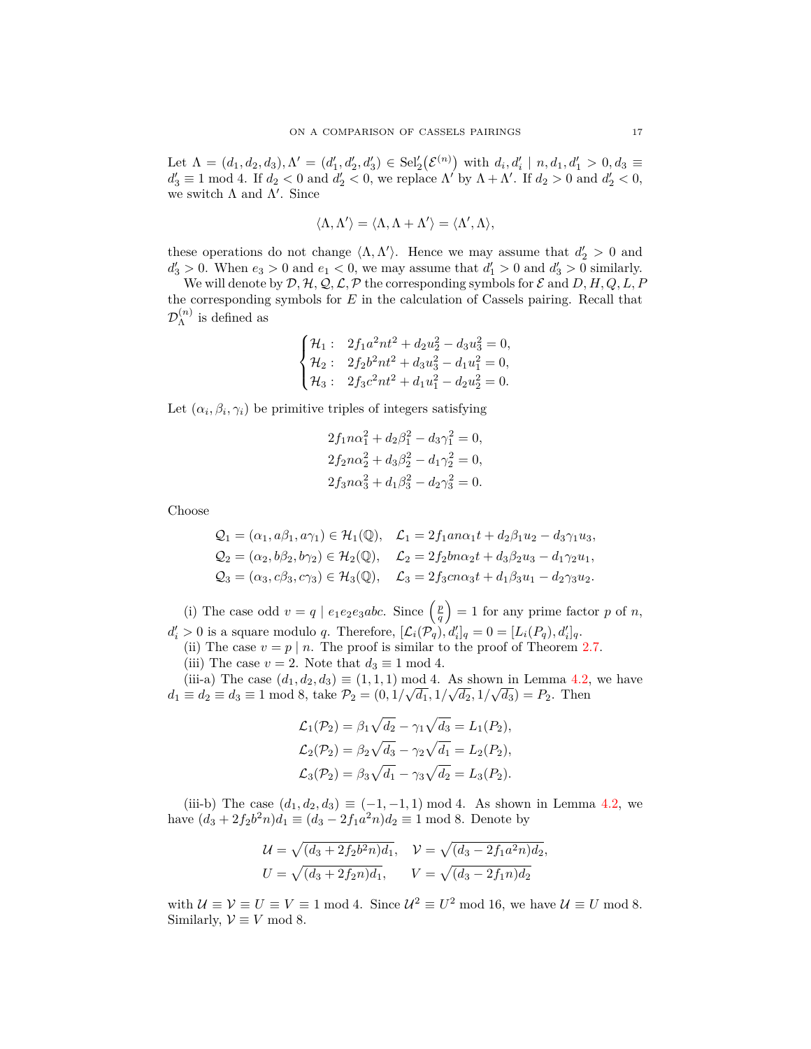Let $\Lambda = (d_1, d_2, d_3), \Lambda' = (d_1', d_2', d_3') \in \mathrm{Sel}_2'\big(\mathcal{E}^{(n)}\big)$ with $d_i, d_i' \mid n, d_1, d_1' > 0, d_3 \equiv d_3' \equiv 1 \bmod 4$. If $d_2 < 0$ and $d_2' < 0$, we replace $\Lambda'$ by $\Lambda + \Lambda'$. If $d_2 > 0$ and $d_2' < 0$, we switch $\Lambda$ and $\Lambda'$. Since

$$\langle \Lambda, \Lambda' \rangle = \langle \Lambda, \Lambda + \Lambda' \rangle = \langle \Lambda', \Lambda \rangle,$$

these operations do not change $\langle \Lambda, \Lambda' \rangle$. Hence we may assume that $d_2' > 0$ and $d_3' > 0$. When $e_3 > 0$ and $e_1 < 0$, we may assume that $d_1' > 0$ and $d_3' > 0$ similarly.

We will denote by $\mathcal{D}, \mathcal{H}, \mathcal{Q}, \mathcal{L}, \mathcal{P}$ the corresponding symbols for $\mathcal{E}$ and $D, H, Q, L, P$ the corresponding symbols for $E$ in the calculation of Cassels pairing. Recall that $\mathcal{D}_\Lambda^{(n)}$ is defined as

$$\begin{cases} \mathcal{H}_1: & 2f_1 a^2 n t^2 + d_2 u_2^2 - d_3 u_3^2 = 0, \\ \mathcal{H}_2: & 2f_2 b^2 n t^2 + d_3 u_3^2 - d_1 u_1^2 = 0, \\ \mathcal{H}_3: & 2f_3 c^2 n t^2 + d_1 u_1^2 - d_2 u_2^2 = 0. \end{cases}$$

Let $(\alpha_i, \beta_i, \gamma_i)$ be primitive triples of integers satisfying

$$2f_1 n \alpha_1^2 + d_2 \beta_1^2 - d_3 \gamma_1^2 = 0,$$
$$2f_2 n \alpha_2^2 + d_3 \beta_2^2 - d_1 \gamma_2^2 = 0,$$
$$2f_3 n \alpha_3^2 + d_1 \beta_3^2 - d_2 \gamma_3^2 = 0.$$

Choose

$$\begin{aligned} \mathcal{Q}_1 &= (\alpha_1, a\beta_1, a\gamma_1) \in \mathcal{H}_1(\mathbb{Q}), \quad \mathcal{L}_1 = 2f_1 a n \alpha_1 t + d_2 \beta_1 u_2 - d_3 \gamma_1 u_3, \\ \mathcal{Q}_2 &= (\alpha_2, b\beta_2, b\gamma_2) \in \mathcal{H}_2(\mathbb{Q}), \quad \mathcal{L}_2 = 2f_2 b n \alpha_2 t + d_3 \beta_2 u_3 - d_1 \gamma_2 u_1, \\ \mathcal{Q}_3 &= (\alpha_3, c\beta_3, c\gamma_3) \in \mathcal{H}_3(\mathbb{Q}), \quad \mathcal{L}_3 = 2f_3 c n \alpha_3 t + d_1 \beta_3 u_1 - d_2 \gamma_3 u_2. \end{aligned}$$

(i) The case odd $v = q \mid e_1 e_2 e_3 abc$. Since $\left(\frac{p}{q}\right) = 1$ for any prime factor $p$ of $n$, $d_i' > 0$ is a square modulo $q$. Therefore, $[\mathcal{L}_i(\mathcal{P}_q), d_i']_q = 0 = [L_i(P_q), d_i']_q$.

(ii) The case $v = p \mid n$. The proof is similar to the proof of Theorem 2.7.

(iii) The case $v = 2$. Note that $d_3 \equiv 1 \bmod 4$.

(iii-a) The case $(d_1, d_2, d_3) \equiv (1, 1, 1) \bmod 4$. As shown in Lemma 4.2, we have $d_1 \equiv d_2 \equiv d_3 \equiv 1 \bmod 8$, take $\mathcal{P}_2 = (0, 1/\sqrt{d_1}, 1/\sqrt{d_2}, 1/\sqrt{d_3}) = P_2$. Then

$$\mathcal{L}_1(\mathcal{P}_2) = \beta_1 \sqrt{d_2} - \gamma_1 \sqrt{d_3} = L_1(P_2),$$
$$\mathcal{L}_2(\mathcal{P}_2) = \beta_2 \sqrt{d_3} - \gamma_2 \sqrt{d_1} = L_2(P_2),$$
$$\mathcal{L}_3(\mathcal{P}_2) = \beta_3 \sqrt{d_1} - \gamma_3 \sqrt{d_2} = L_3(P_2).$$

(iii-b) The case $(d_1, d_2, d_3) \equiv (-1, -1, 1) \bmod 4$. As shown in Lemma 4.2, we have $(d_3 + 2f_2 b^2 n) d_1 \equiv (d_3 - 2f_1 a^2 n) d_2 \equiv 1 \bmod 8$. Denote by

$$\mathcal{U} = \sqrt{(d_3 + 2f_2 b^2 n) d_1}, \quad \mathcal{V} = \sqrt{(d_3 - 2f_1 a^2 n) d_2},$$
$$U = \sqrt{(d_3 + 2f_2 n) d_1}, \qquad V = \sqrt{(d_3 - 2f_1 n) d_2}$$

with $\mathcal{U} \equiv \mathcal{V} \equiv U \equiv V \equiv 1 \bmod 4$. Since $\mathcal{U}^2 \equiv U^2 \bmod 16$, we have $\mathcal{U} \equiv U \bmod 8$. Similarly, $\mathcal{V} \equiv V \bmod 8$.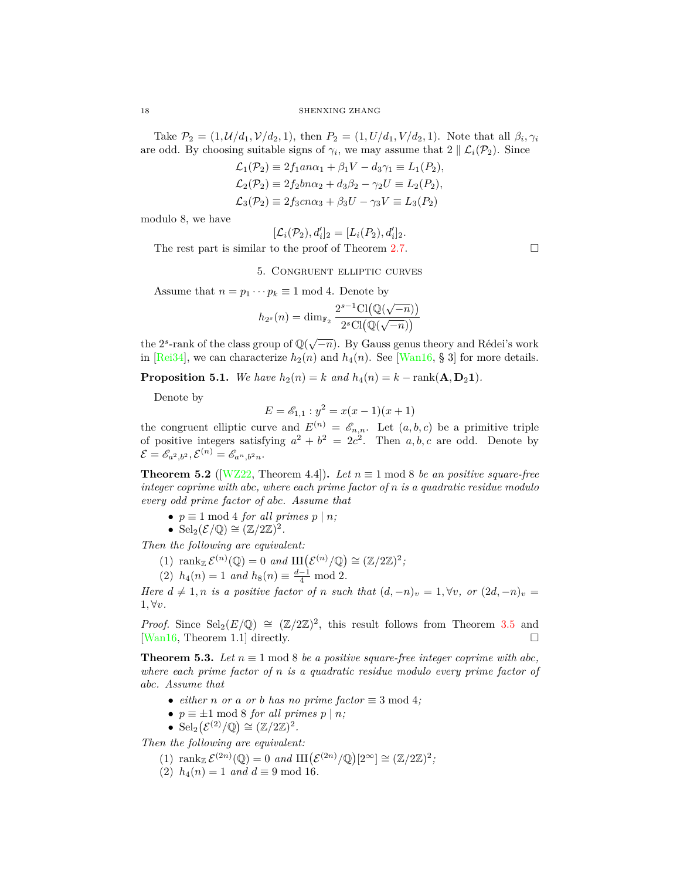Take $\mathcal{P}_2 = (1, \mathcal{U}/d_1, \mathcal{V}/d_2, 1)$, then $P_2 = (1, U/d_1, V/d_2, 1)$. Note that all $\beta_i, \gamma_i$ are odd. By choosing suitable signs of $\gamma_i$, we may assume that $2 \parallel \mathcal{L}_i(\mathcal{P}_2)$. Since

$$\mathcal{L}_1(\mathcal{P}_2) \equiv 2f_1an\alpha_1 + \beta_1 V - d_3\gamma_1 \equiv L_1(P_2),$$
$$\mathcal{L}_2(\mathcal{P}_2) \equiv 2f_2bn\alpha_2 + d_3\beta_2 - \gamma_2 U \equiv L_2(P_2),$$
$$\mathcal{L}_3(\mathcal{P}_2) \equiv 2f_3cn\alpha_3 + \beta_3 U - \gamma_3 V \equiv L_3(P_2)$$

modulo 8, we have

$$[\mathcal{L}_i(\mathcal{P}_2), d_i']_2 = [L_i(P_2), d_i']_2.$$

The rest part is similar to the proof of Theorem 2.7. $\square$

## 5. Congruent elliptic curves

Assume that $n = p_1 \cdots p_k \equiv 1 \bmod 4$. Denote by

$$h_{2^s}(n) = \dim_{\mathbb{F}_2} \frac{2^{s-1}\mathrm{Cl}\big(\mathbb{Q}(\sqrt{-n})\big)}{2^s\mathrm{Cl}\big(\mathbb{Q}(\sqrt{-n})\big)}$$

the $2^s$-rank of the class group of $\mathbb{Q}(\sqrt{-n})$. By Gauss genus theory and Rédei's work in [Rei34], we can characterize $h_2(n)$ and $h_4(n)$. See [Wan16, § 3] for more details.

**Proposition 5.1.** *We have $h_2(n) = k$ and $h_4(n) = k - \mathrm{rank}(\mathbf{A}, \mathbf{D}_2\mathbf{1})$.*

Denote by

$$E = \mathscr{E}_{1,1} : y^2 = x(x-1)(x+1)$$

the congruent elliptic curve and $E^{(n)} = \mathscr{E}_{n,n}$. Let $(a, b, c)$ be a primitive triple of positive integers satisfying $a^2 + b^2 = 2c^2$. Then $a, b, c$ are odd. Denote by $\mathcal{E} = \mathscr{E}_{a^2,b^2}, \mathcal{E}^{(n)} = \mathscr{E}_{a^n,b^2n}$.

**Theorem 5.2** ([WZ22, Theorem 4.4])**.** *Let $n \equiv 1 \bmod 8$ be an positive square-free integer coprime with $abc$, where each prime factor of $n$ is a quadratic residue modulo every odd prime factor of $abc$. Assume that*

- *$p \equiv 1 \bmod 4$ for all primes $p \mid n$;*
- *$\mathrm{Sel}_2(\mathcal{E}/\mathbb{Q}) \cong (\mathbb{Z}/2\mathbb{Z})^2$.*

*Then the following are equivalent:*

1. *$\mathrm{rank}_{\mathbb{Z}}\, \mathcal{E}^{(n)}(\mathbb{Q}) = 0$ and $\text{Ш}\big(\mathcal{E}^{(n)}/\mathbb{Q}\big) \cong (\mathbb{Z}/2\mathbb{Z})^2$;*
2. *$h_4(n) = 1$ and $h_8(n) \equiv \frac{d-1}{4} \bmod 2$.*

*Here $d \neq 1, n$ is a positive factor of $n$ such that $(d, -n)_v = 1, \forall v$, or $(2d, -n)_v = 1, \forall v$.*

*Proof.* Since $\mathrm{Sel}_2(E/\mathbb{Q}) \cong (\mathbb{Z}/2\mathbb{Z})^2$, this result follows from Theorem 3.5 and [Wan16, Theorem 1.1] directly. $\square$

**Theorem 5.3.** *Let $n \equiv 1 \bmod 8$ be a positive square-free integer coprime with $abc$, where each prime factor of $n$ is a quadratic residue modulo every prime factor of $abc$. Assume that*

- *either $n$ or $a$ or $b$ has no prime factor $\equiv 3 \bmod 4$;*
- *$p \equiv \pm 1 \bmod 8$ for all primes $p \mid n$;*
- *$\mathrm{Sel}_2\big(\mathcal{E}^{(2)}/\mathbb{Q}\big) \cong (\mathbb{Z}/2\mathbb{Z})^2$.*

*Then the following are equivalent:*

1. *$\mathrm{rank}_{\mathbb{Z}}\, \mathcal{E}^{(2n)}(\mathbb{Q}) = 0$ and $\text{Ш}\big(\mathcal{E}^{(2n)}/\mathbb{Q}\big)[2^\infty] \cong (\mathbb{Z}/2\mathbb{Z})^2$;*
2. *$h_4(n) = 1$ and $d \equiv 9 \bmod 16$.*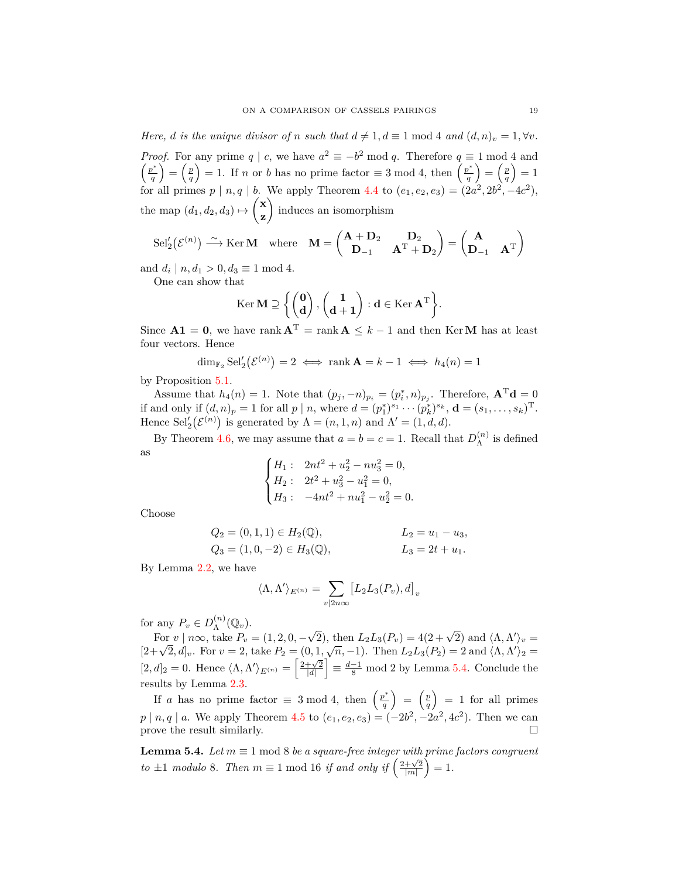*Here, $d$ is the unique divisor of $n$ such that $d \neq 1, d \equiv 1 \bmod 4$ and $(d,n)_v = 1, \forall v$.*

*Proof.* For any prime $q \mid c$, we have $a^2 \equiv -b^2 \bmod q$. Therefore $q \equiv 1 \bmod 4$ and $\left(\frac{p^*}{q}\right) = \left(\frac{p}{q}\right) = 1$. If $n$ or $b$ has no prime factor $\equiv 3 \bmod 4$, then $\left(\frac{p^*}{q}\right) = \left(\frac{p}{q}\right) = 1$ for all primes $p \mid n, q \mid b$. We apply Theorem 4.4 to $(e_1, e_2, e_3) = (2a^2, 2b^2, -4c^2)$, the map $(d_1, d_2, d_3) \mapsto \begin{pmatrix} \mathbf{x} \\ \mathbf{z} \end{pmatrix}$ induces an isomorphism

$$\mathrm{Sel}_2'\big(\mathcal{E}^{(n)}\big) \xrightarrow{\sim} \operatorname{Ker} \mathbf{M} \quad \text{where} \quad \mathbf{M} = \begin{pmatrix} \mathbf{A} + \mathbf{D}_2 & \mathbf{D}_2 \\ \mathbf{D}_{-1} & \mathbf{A}^{\mathrm{T}} + \mathbf{D}_2 \end{pmatrix} = \begin{pmatrix} \mathbf{A} & \\ \mathbf{D}_{-1} & \mathbf{A}^{\mathrm{T}} \end{pmatrix}$$

and $d_i \mid n, d_1 > 0, d_3 \equiv 1 \bmod 4$.

One can show that

$$\operatorname{Ker} \mathbf{M} \supseteq \left\{ \begin{pmatrix} \mathbf{0} \\ \mathbf{d} \end{pmatrix}, \begin{pmatrix} \mathbf{1} \\ \mathbf{d} + \mathbf{1} \end{pmatrix} : \mathbf{d} \in \operatorname{Ker} \mathbf{A}^{\mathrm{T}} \right\}.$$

Since $\mathbf{A}\mathbf{1} = \mathbf{0}$, we have $\operatorname{rank} \mathbf{A}^{\mathrm{T}} = \operatorname{rank} \mathbf{A} \leq k-1$ and then $\operatorname{Ker} \mathbf{M}$ has at least four vectors. Hence

$$\dim_{\mathbb{F}_2} \mathrm{Sel}_2'\big(\mathcal{E}^{(n)}\big) = 2 \iff \operatorname{rank} \mathbf{A} = k-1 \iff h_4(n) = 1$$

by Proposition 5.1.

Assume that $h_4(n) = 1$. Note that $(p_j, -n)_{p_i} = (p_i^*, n)_{p_j}$. Therefore, $\mathbf{A}^{\mathrm{T}}\mathbf{d} = 0$ if and only if $(d,n)_p = 1$ for all $p \mid n$, where $d = (p_1^*)^{s_1} \cdots (p_k^*)^{s_k}$, $\mathbf{d} = (s_1, \ldots, s_k)^{\mathrm{T}}$. Hence $\mathrm{Sel}_2'\big(\mathcal{E}^{(n)}\big)$ is generated by $\Lambda = (n, 1, n)$ and $\Lambda' = (1, d, d)$.

By Theorem 4.6, we may assume that $a = b = c = 1$. Recall that $D_{\Lambda}^{(n)}$ is defined as

$$\begin{cases} H_1: & 2nt^2 + u_2^2 - nu_3^2 = 0, \\ H_2: & 2t^2 + u_3^2 - u_1^2 = 0, \\ H_3: & -4nt^2 + nu_1^2 - u_2^2 = 0. \end{cases}$$

Choose

$$Q_2 = (0,1,1) \in H_2(\mathbb{Q}), \qquad L_2 = u_1 - u_3,$$
$$Q_3 = (1,0,-2) \in H_3(\mathbb{Q}), \qquad L_3 = 2t + u_1.$$

By Lemma 2.2, we have

$$\langle \Lambda, \Lambda' \rangle_{E^{(n)}} = \sum_{v \mid 2n\infty} \big[L_2 L_3(P_v), d\big]_v$$

for any $P_v \in D_{\Lambda}^{(n)}(\mathbb{Q}_v)$.

For $v \mid n\infty$, take $P_v = (1, 2, 0, -\sqrt{2})$, then $L_2L_3(P_v) = 4(2+\sqrt{2})$ and $\langle \Lambda, \Lambda' \rangle_v = [2+\sqrt{2}, d]_v$. For $v = 2$, take $P_2 = (0, 1, \sqrt{n}, -1)$. Then $L_2L_3(P_2) = 2$ and $\langle \Lambda, \Lambda' \rangle_2 = [2, d]_2 = 0$. Hence $\langle \Lambda, \Lambda' \rangle_{E^{(n)}} = \left[\frac{2+\sqrt{2}}{|d|}\right] \equiv \frac{d-1}{8} \bmod 2$ by Lemma 5.4. Conclude the results by Lemma 2.3.

If $a$ has no prime factor $\equiv 3 \bmod 4$, then $\left(\frac{p^*}{q}\right) = \left(\frac{p}{q}\right) = 1$ for all primes $p \mid n, q \mid a$. We apply Theorem 4.5 to $(e_1, e_2, e_3) = (-2b^2, -2a^2, 4c^2)$. Then we can prove the result similarly. $\square$

**Lemma 5.4.** *Let $m \equiv 1 \bmod 8$ be a square-free integer with prime factors congruent to $\pm 1$ modulo 8. Then $m \equiv 1 \bmod 16$ if and only if $\left(\frac{2+\sqrt{2}}{|m|}\right) = 1$.*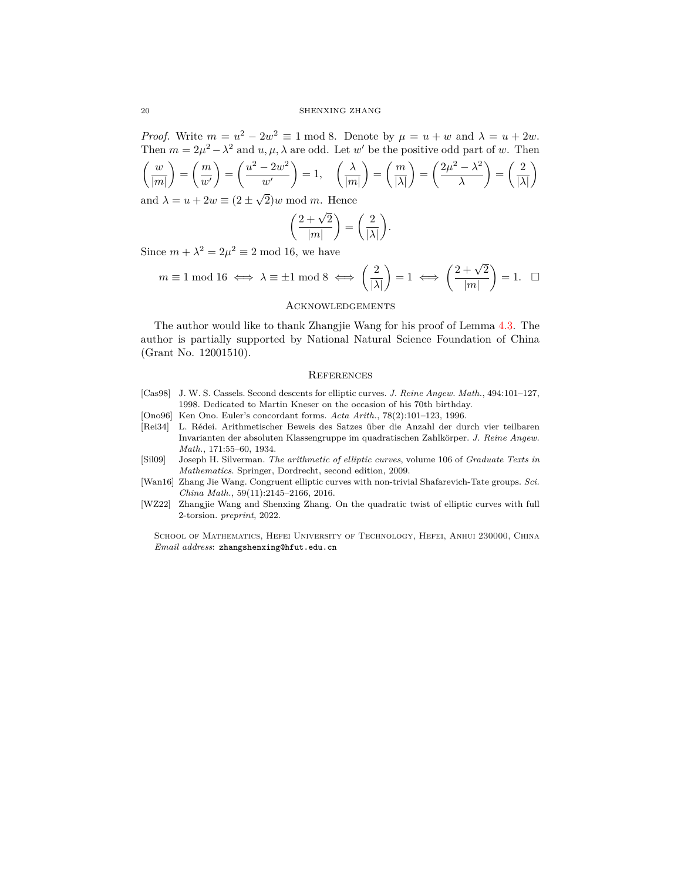*Proof.* Write $m = u^2 - 2w^2 \equiv 1 \bmod 8$. Denote by $\mu = u + w$ and $\lambda = u + 2w$. Then $m = 2\mu^2 - \lambda^2$ and $u, \mu, \lambda$ are odd. Let $w'$ be the positive odd part of $w$. Then

$$\left(\frac{w}{|m|}\right) = \left(\frac{m}{w'}\right) = \left(\frac{u^2 - 2w^2}{w'}\right) = 1, \quad \left(\frac{\lambda}{|m|}\right) = \left(\frac{m}{|\lambda|}\right) = \left(\frac{2\mu^2 - \lambda^2}{\lambda}\right) = \left(\frac{2}{|\lambda|}\right)$$

and $\lambda = u + 2w \equiv (2 \pm \sqrt{2})w \bmod m$. Hence

$$\left(\frac{2+\sqrt{2}}{|m|}\right) = \left(\frac{2}{|\lambda|}\right).$$

Since $m + \lambda^2 = 2\mu^2 \equiv 2 \bmod 16$, we have

$$m \equiv 1 \bmod 16 \iff \lambda \equiv \pm 1 \bmod 8 \iff \left(\frac{2}{|\lambda|}\right) = 1 \iff \left(\frac{2+\sqrt{2}}{|m|}\right) = 1. \quad \square$$

## Acknowledgements

The author would like to thank Zhangjie Wang for his proof of Lemma 4.3. The author is partially supported by National Natural Science Foundation of China (Grant No. 12001510).

## References

- [Cas98] J. W. S. Cassels. Second descents for elliptic curves. *J. Reine Angew. Math.*, 494:101–127, 1998. Dedicated to Martin Kneser on the occasion of his 70th birthday.
- [Ono96] Ken Ono. Euler's concordant forms. *Acta Arith.*, 78(2):101–123, 1996.
- [Rei34] L. Rédei. Arithmetischer Beweis des Satzes über die Anzahl der durch vier teilbaren Invarianten der absoluten Klassengruppe im quadratischen Zahlkörper. *J. Reine Angew. Math.*, 171:55–60, 1934.
- [Sil09] Joseph H. Silverman. *The arithmetic of elliptic curves*, volume 106 of *Graduate Texts in Mathematics*. Springer, Dordrecht, second edition, 2009.
- [Wan16] Zhang Jie Wang. Congruent elliptic curves with non-trivial Shafarevich-Tate groups. *Sci. China Math.*, 59(11):2145–2166, 2016.
- [WZ22] Zhangjie Wang and Shenxing Zhang. On the quadratic twist of elliptic curves with full 2-torsion. *preprint*, 2022.

School of Mathematics, Hefei University of Technology, Hefei, Anhui 230000, China
*Email address*: `zhangshenxing@hfut.edu.cn`